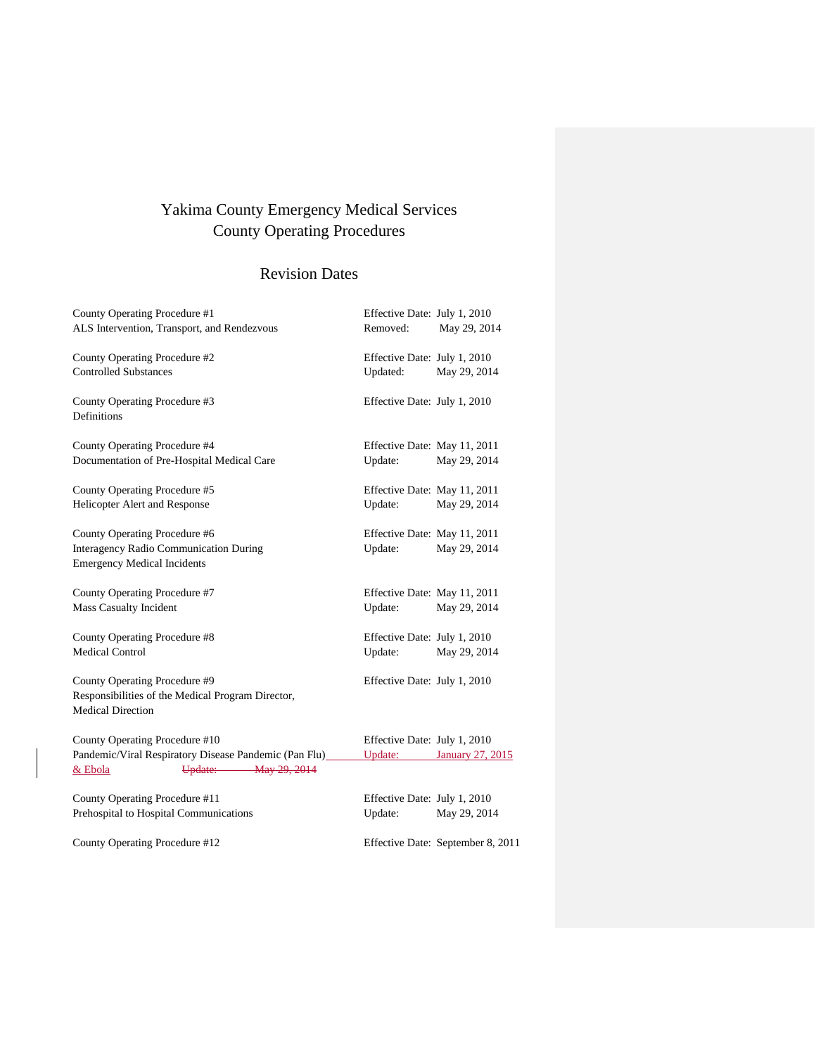# Yakima County Emergency Medical Services
# County Operating Procedures

## Revision Dates

| | |
|---|---|
| County Operating Procedure #1<br>ALS Intervention, Transport, and Rendezvous | Effective Date: July 1, 2010<br>Removed: May 29, 2014 |
| County Operating Procedure #2<br>Controlled Substances | Effective Date: July 1, 2010<br>Updated: May 29, 2014 |
| County Operating Procedure #3<br>Definitions | Effective Date: July 1, 2010 |
| County Operating Procedure #4<br>Documentation of Pre-Hospital Medical Care | Effective Date: May 11, 2011<br>Update: May 29, 2014 |
| County Operating Procedure #5<br>Helicopter Alert and Response | Effective Date: May 11, 2011<br>Update: May 29, 2014 |
| County Operating Procedure #6<br>Interagency Radio Communication During Emergency Medical Incidents | Effective Date: May 11, 2011<br>Update: May 29, 2014 |
| County Operating Procedure #7<br>Mass Casualty Incident | Effective Date: May 11, 2011<br>Update: May 29, 2014 |
| County Operating Procedure #8<br>Medical Control | Effective Date: July 1, 2010<br>Update: May 29, 2014 |
| County Operating Procedure #9<br>Responsibilities of the Medical Program Director, Medical Direction | Effective Date: July 1, 2010 |
| County Operating Procedure #10<br>Pandemic/Viral Respiratory Disease Pandemic (Pan Flu) & Ebola ~~Update: May 29, 2014~~ | Effective Date: July 1, 2010<br>Update: January 27, 2015 |
| County Operating Procedure #11<br>Prehospital to Hospital Communications | Effective Date: July 1, 2010<br>Update: May 29, 2014 |
| County Operating Procedure #12 | Effective Date: September 8, 2011 |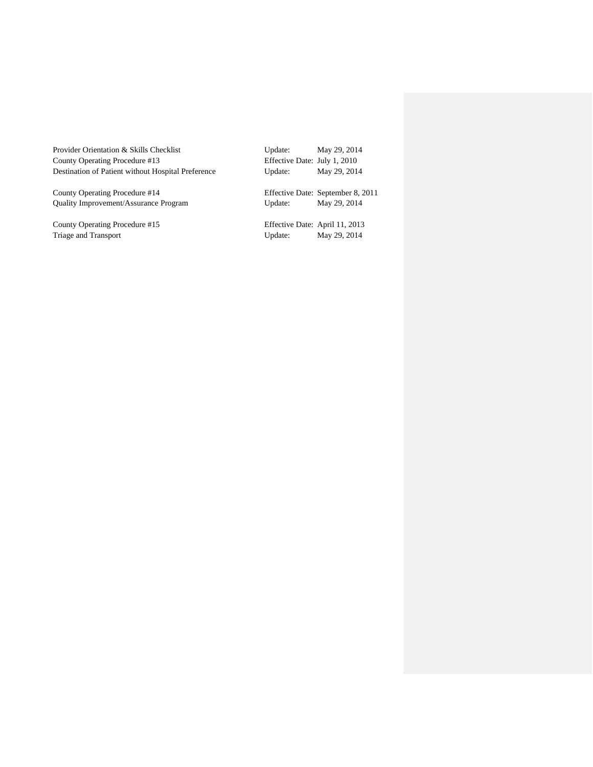| | |
|---|---|
| Provider Orientation & Skills Checklist | Update: May 29, 2014 |
| County Operating Procedure #13 | Effective Date: July 1, 2010 |
| Destination of Patient without Hospital Preference | Update: May 29, 2014 |
| | |
| County Operating Procedure #14 | Effective Date: September 8, 2011 |
| Quality Improvement/Assurance Program | Update: May 29, 2014 |
| | |
| County Operating Procedure #15 | Effective Date: April 11, 2013 |
| Triage and Transport | Update: May 29, 2014 |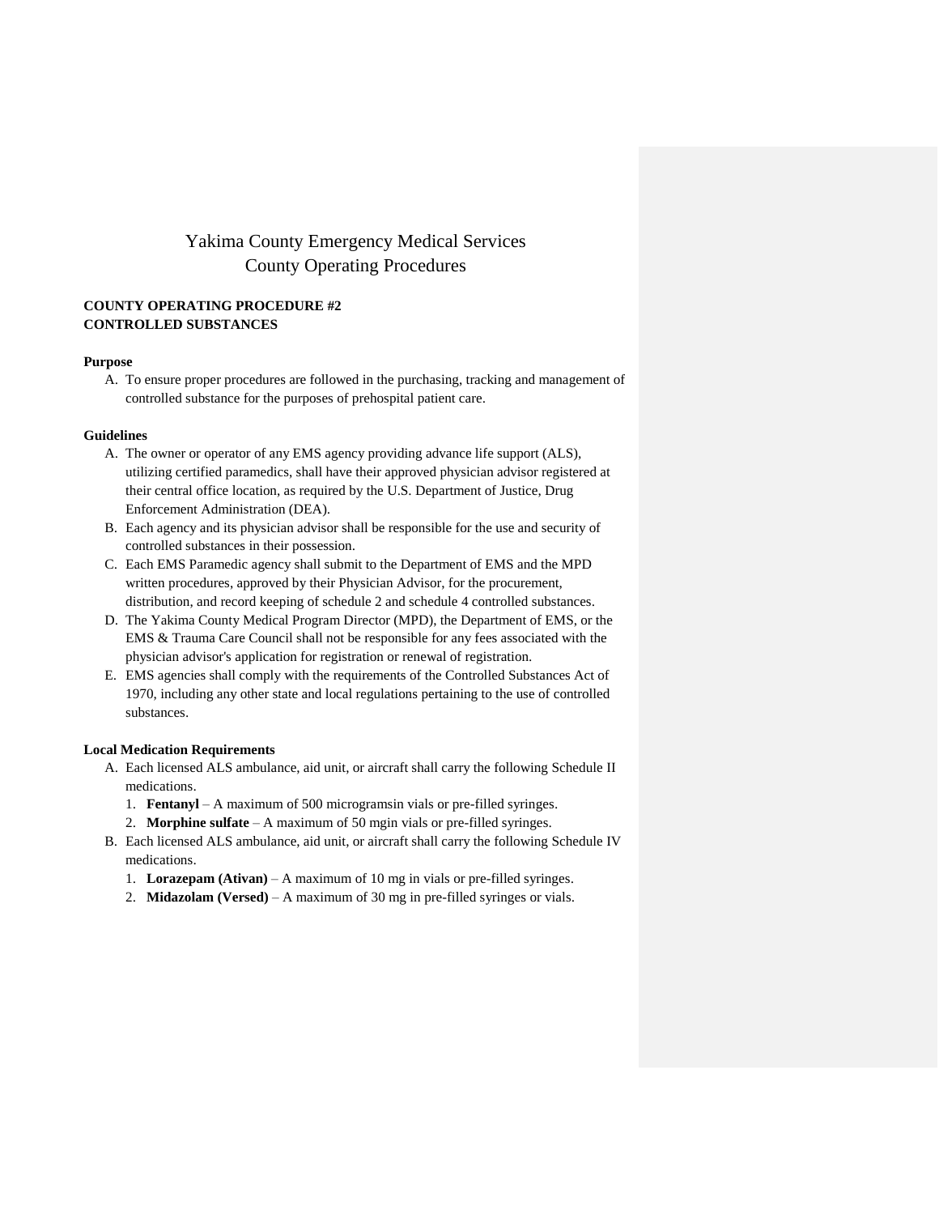# Yakima County Emergency Medical Services
# County Operating Procedures

**COUNTY OPERATING PROCEDURE #2**
**CONTROLLED SUBSTANCES**

**Purpose**

A. To ensure proper procedures are followed in the purchasing, tracking and management of controlled substance for the purposes of prehospital patient care.

**Guidelines**

A. The owner or operator of any EMS agency providing advance life support (ALS), utilizing certified paramedics, shall have their approved physician advisor registered at their central office location, as required by the U.S. Department of Justice, Drug Enforcement Administration (DEA).
B. Each agency and its physician advisor shall be responsible for the use and security of controlled substances in their possession.
C. Each EMS Paramedic agency shall submit to the Department of EMS and the MPD written procedures, approved by their Physician Advisor, for the procurement, distribution, and record keeping of schedule 2 and schedule 4 controlled substances.
D. The Yakima County Medical Program Director (MPD), the Department of EMS, or the EMS & Trauma Care Council shall not be responsible for any fees associated with the physician advisor's application for registration or renewal of registration.
E. EMS agencies shall comply with the requirements of the Controlled Substances Act of 1970, including any other state and local regulations pertaining to the use of controlled substances.

**Local Medication Requirements**

A. Each licensed ALS ambulance, aid unit, or aircraft shall carry the following Schedule II medications.
   1. **Fentanyl** – A maximum of 500 microgramsin vials or pre-filled syringes.
   2. **Morphine sulfate** – A maximum of 50 mgin vials or pre-filled syringes.
B. Each licensed ALS ambulance, aid unit, or aircraft shall carry the following Schedule IV medications.
   1. **Lorazepam (Ativan)** – A maximum of 10 mg in vials or pre-filled syringes.
   2. **Midazolam (Versed)** – A maximum of 30 mg in pre-filled syringes or vials.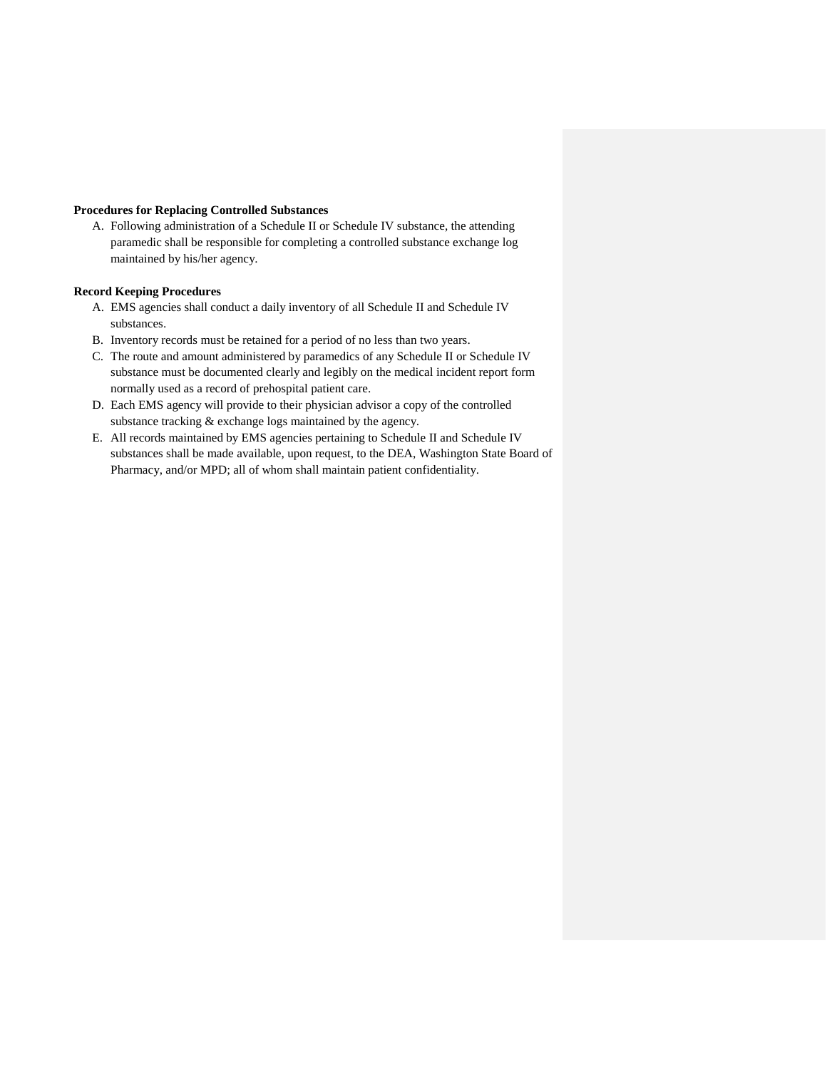**Procedures for Replacing Controlled Substances**

A. Following administration of a Schedule II or Schedule IV substance, the attending paramedic shall be responsible for completing a controlled substance exchange log maintained by his/her agency.

**Record Keeping Procedures**

A. EMS agencies shall conduct a daily inventory of all Schedule II and Schedule IV substances.
B. Inventory records must be retained for a period of no less than two years.
C. The route and amount administered by paramedics of any Schedule II or Schedule IV substance must be documented clearly and legibly on the medical incident report form normally used as a record of prehospital patient care.
D. Each EMS agency will provide to their physician advisor a copy of the controlled substance tracking & exchange logs maintained by the agency.
E. All records maintained by EMS agencies pertaining to Schedule II and Schedule IV substances shall be made available, upon request, to the DEA, Washington State Board of Pharmacy, and/or MPD; all of whom shall maintain patient confidentiality.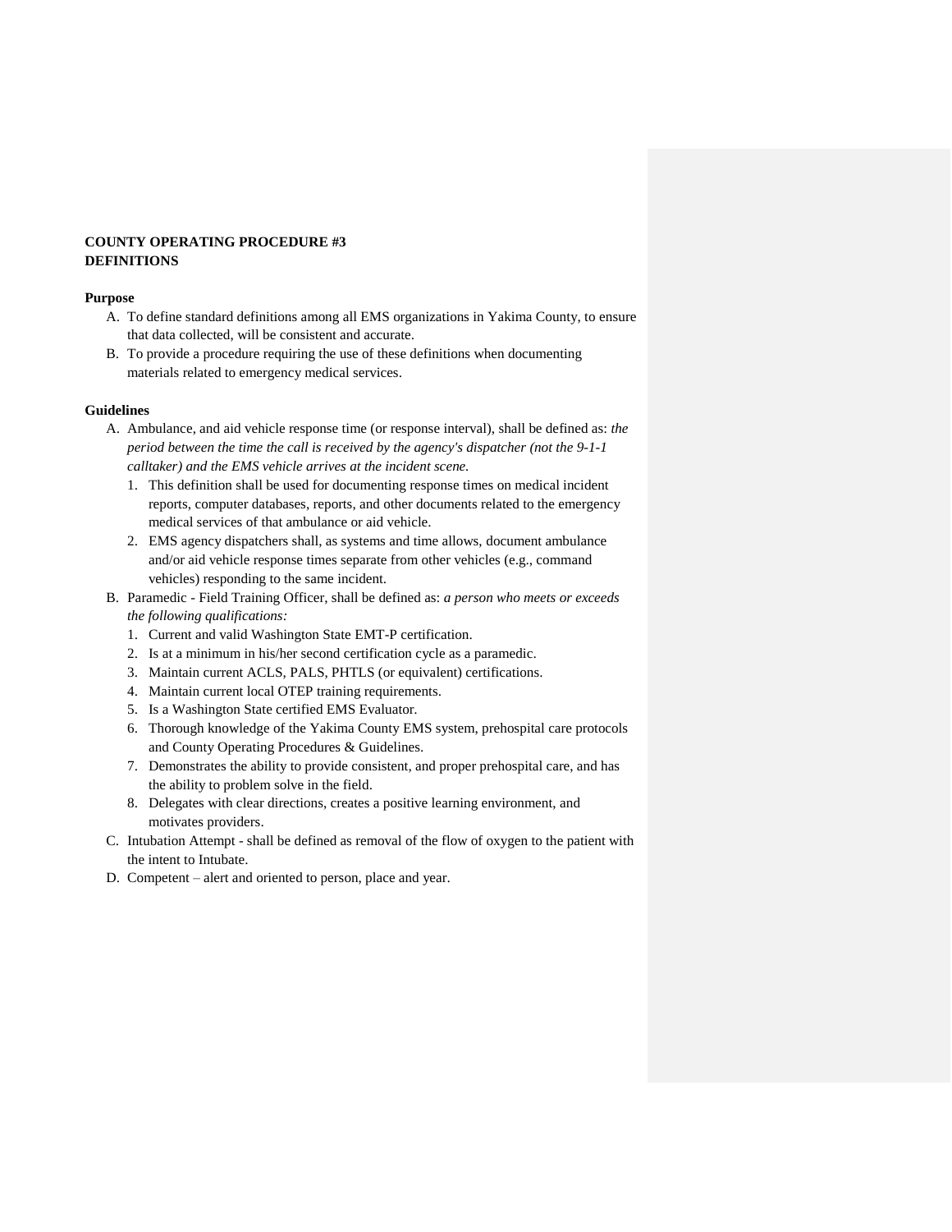**COUNTY OPERATING PROCEDURE #3**
**DEFINITIONS**

**Purpose**

A. To define standard definitions among all EMS organizations in Yakima County, to ensure that data collected, will be consistent and accurate.
B. To provide a procedure requiring the use of these definitions when documenting materials related to emergency medical services.

**Guidelines**

A. Ambulance, and aid vehicle response time (or response interval), shall be defined as: *the period between the time the call is received by the agency's dispatcher (not the 9-1-1 calltaker) and the EMS vehicle arrives at the incident scene.*
   1. This definition shall be used for documenting response times on medical incident reports, computer databases, reports, and other documents related to the emergency medical services of that ambulance or aid vehicle.
   2. EMS agency dispatchers shall, as systems and time allows, document ambulance and/or aid vehicle response times separate from other vehicles (e.g., command vehicles) responding to the same incident.
B. Paramedic - Field Training Officer, shall be defined as: *a person who meets or exceeds the following qualifications:*
   1. Current and valid Washington State EMT-P certification.
   2. Is at a minimum in his/her second certification cycle as a paramedic.
   3. Maintain current ACLS, PALS, PHTLS (or equivalent) certifications.
   4. Maintain current local OTEP training requirements.
   5. Is a Washington State certified EMS Evaluator.
   6. Thorough knowledge of the Yakima County EMS system, prehospital care protocols and County Operating Procedures & Guidelines.
   7. Demonstrates the ability to provide consistent, and proper prehospital care, and has the ability to problem solve in the field.
   8. Delegates with clear directions, creates a positive learning environment, and motivates providers.
C. Intubation Attempt - shall be defined as removal of the flow of oxygen to the patient with the intent to Intubate.
D. Competent – alert and oriented to person, place and year.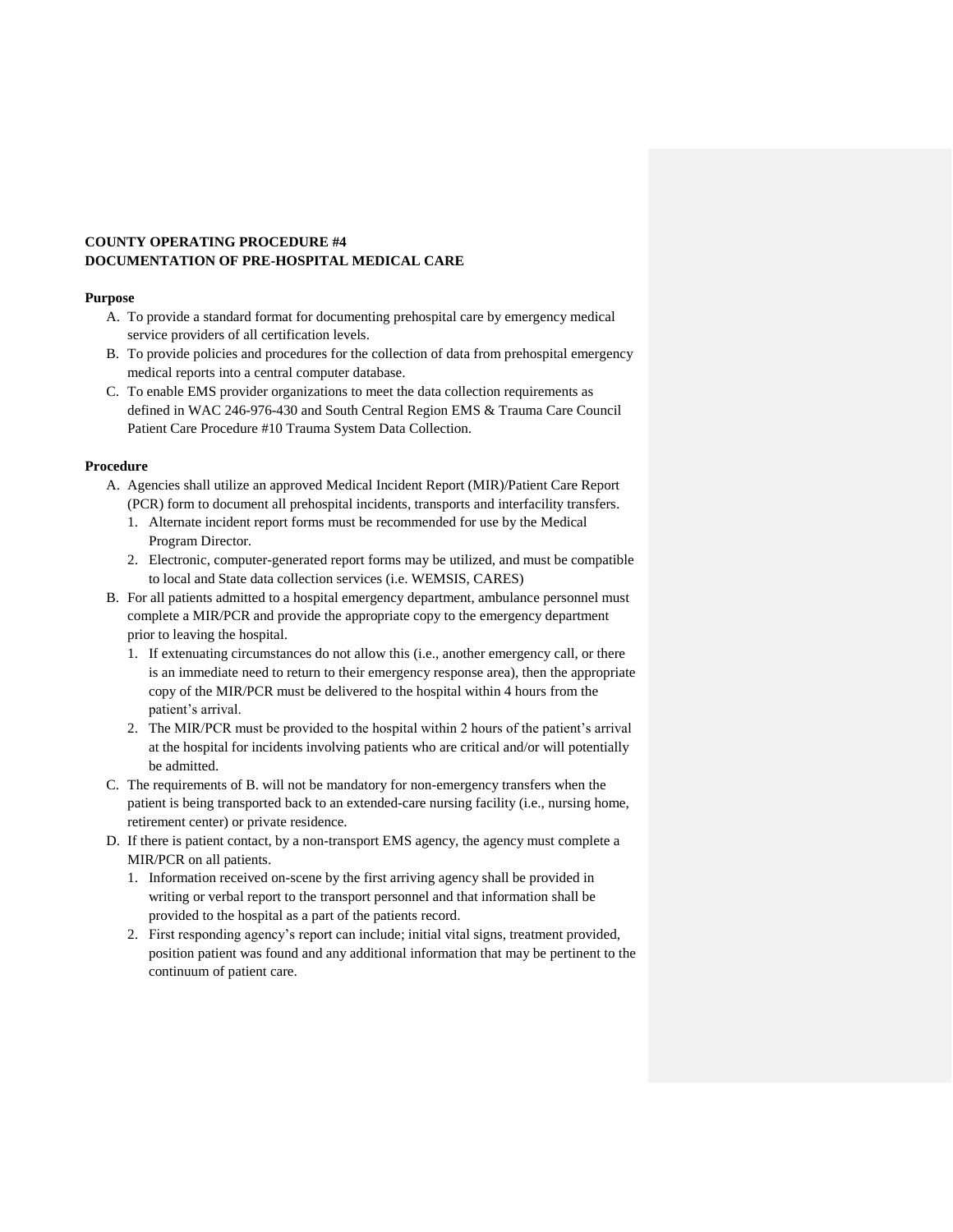**COUNTY OPERATING PROCEDURE #4**
**DOCUMENTATION OF PRE-HOSPITAL MEDICAL CARE**

**Purpose**

A. To provide a standard format for documenting prehospital care by emergency medical service providers of all certification levels.
B. To provide policies and procedures for the collection of data from prehospital emergency medical reports into a central computer database.
C. To enable EMS provider organizations to meet the data collection requirements as defined in WAC 246-976-430 and South Central Region EMS & Trauma Care Council Patient Care Procedure #10 Trauma System Data Collection.

**Procedure**

A. Agencies shall utilize an approved Medical Incident Report (MIR)/Patient Care Report (PCR) form to document all prehospital incidents, transports and interfacility transfers.
   1. Alternate incident report forms must be recommended for use by the Medical Program Director.
   2. Electronic, computer-generated report forms may be utilized, and must be compatible to local and State data collection services (i.e. WEMSIS, CARES)
B. For all patients admitted to a hospital emergency department, ambulance personnel must complete a MIR/PCR and provide the appropriate copy to the emergency department prior to leaving the hospital.
   1. If extenuating circumstances do not allow this (i.e., another emergency call, or there is an immediate need to return to their emergency response area), then the appropriate copy of the MIR/PCR must be delivered to the hospital within 4 hours from the patient's arrival.
   2. The MIR/PCR must be provided to the hospital within 2 hours of the patient's arrival at the hospital for incidents involving patients who are critical and/or will potentially be admitted.
C. The requirements of B. will not be mandatory for non-emergency transfers when the patient is being transported back to an extended-care nursing facility (i.e., nursing home, retirement center) or private residence.
D. If there is patient contact, by a non-transport EMS agency, the agency must complete a MIR/PCR on all patients.
   1. Information received on-scene by the first arriving agency shall be provided in writing or verbal report to the transport personnel and that information shall be provided to the hospital as a part of the patients record.
   2. First responding agency's report can include; initial vital signs, treatment provided, position patient was found and any additional information that may be pertinent to the continuum of patient care.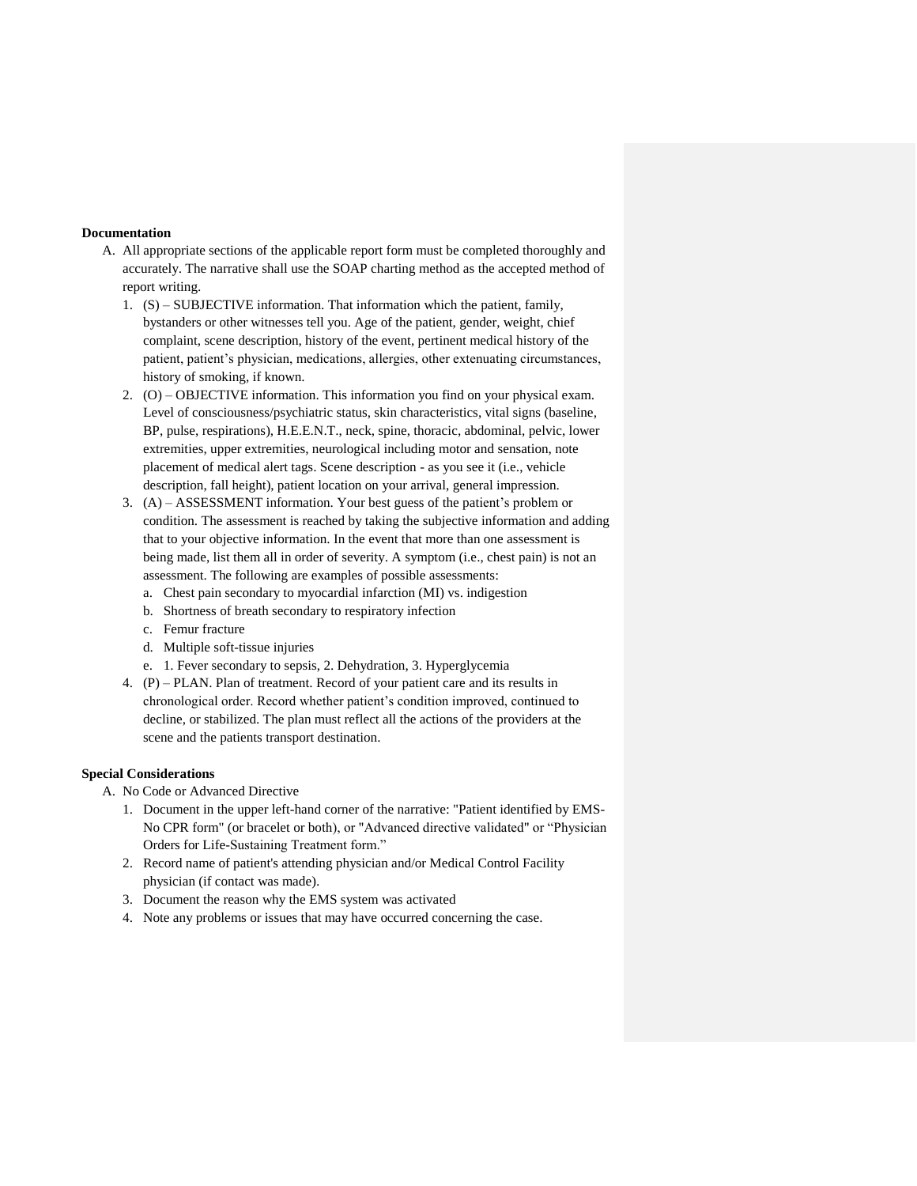**Documentation**

A. All appropriate sections of the applicable report form must be completed thoroughly and accurately. The narrative shall use the SOAP charting method as the accepted method of report writing.

   1. (S) – SUBJECTIVE information. That information which the patient, family, bystanders or other witnesses tell you. Age of the patient, gender, weight, chief complaint, scene description, history of the event, pertinent medical history of the patient, patient's physician, medications, allergies, other extenuating circumstances, history of smoking, if known.
   2. (O) – OBJECTIVE information. This information you find on your physical exam. Level of consciousness/psychiatric status, skin characteristics, vital signs (baseline, BP, pulse, respirations), H.E.E.N.T., neck, spine, thoracic, abdominal, pelvic, lower extremities, upper extremities, neurological including motor and sensation, note placement of medical alert tags. Scene description - as you see it (i.e., vehicle description, fall height), patient location on your arrival, general impression.
   3. (A) – ASSESSMENT information. Your best guess of the patient's problem or condition. The assessment is reached by taking the subjective information and adding that to your objective information. In the event that more than one assessment is being made, list them all in order of severity. A symptom (i.e., chest pain) is not an assessment. The following are examples of possible assessments:
      a. Chest pain secondary to myocardial infarction (MI) vs. indigestion
      b. Shortness of breath secondary to respiratory infection
      c. Femur fracture
      d. Multiple soft-tissue injuries
      e. 1. Fever secondary to sepsis, 2. Dehydration, 3. Hyperglycemia
   4. (P) – PLAN. Plan of treatment. Record of your patient care and its results in chronological order. Record whether patient's condition improved, continued to decline, or stabilized. The plan must reflect all the actions of the providers at the scene and the patients transport destination.

**Special Considerations**

A. No Code or Advanced Directive

   1. Document in the upper left-hand corner of the narrative: "Patient identified by EMS-No CPR form" (or bracelet or both), or "Advanced directive validated" or "Physician Orders for Life-Sustaining Treatment form."
   2. Record name of patient's attending physician and/or Medical Control Facility physician (if contact was made).
   3. Document the reason why the EMS system was activated
   4. Note any problems or issues that may have occurred concerning the case.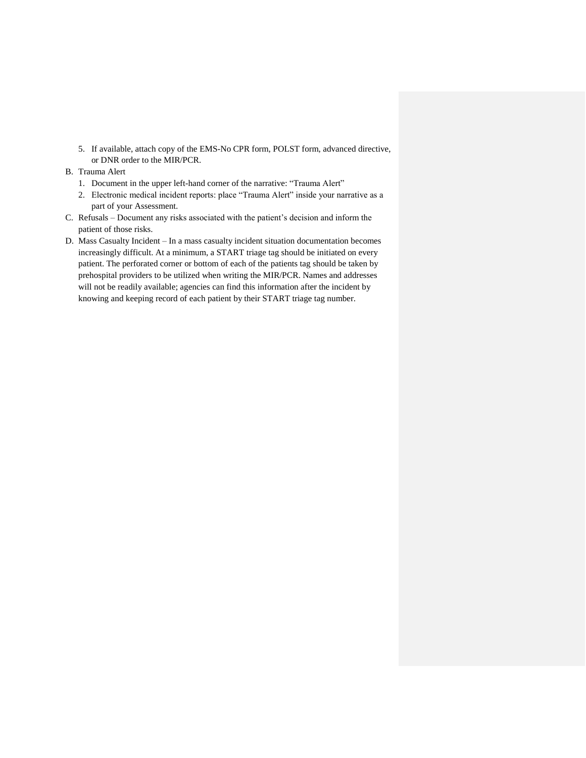5. If available, attach copy of the EMS-No CPR form, POLST form, advanced directive, or DNR order to the MIR/PCR.

B. Trauma Alert
   1. Document in the upper left-hand corner of the narrative: "Trauma Alert"
   2. Electronic medical incident reports: place "Trauma Alert" inside your narrative as a part of your Assessment.

C. Refusals – Document any risks associated with the patient's decision and inform the patient of those risks.

D. Mass Casualty Incident – In a mass casualty incident situation documentation becomes increasingly difficult. At a minimum, a START triage tag should be initiated on every patient. The perforated corner or bottom of each of the patients tag should be taken by prehospital providers to be utilized when writing the MIR/PCR. Names and addresses will not be readily available; agencies can find this information after the incident by knowing and keeping record of each patient by their START triage tag number.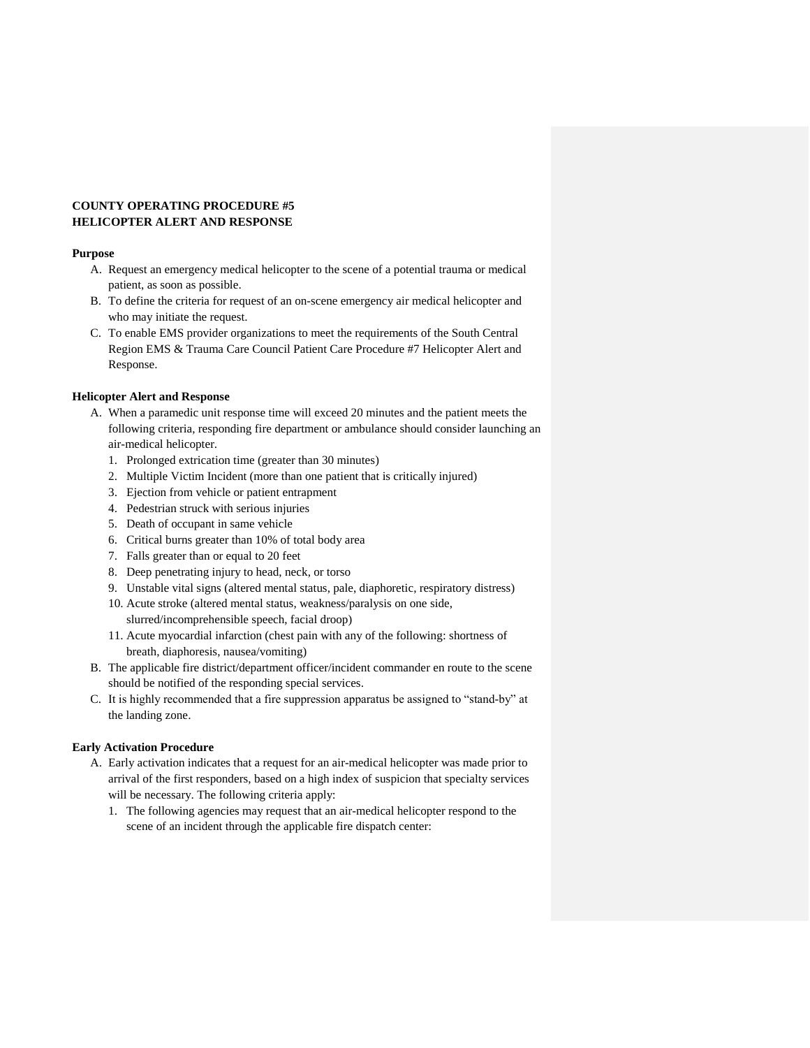**COUNTY OPERATING PROCEDURE #5**
**HELICOPTER ALERT AND RESPONSE**

**Purpose**

A. Request an emergency medical helicopter to the scene of a potential trauma or medical patient, as soon as possible.
B. To define the criteria for request of an on-scene emergency air medical helicopter and who may initiate the request.
C. To enable EMS provider organizations to meet the requirements of the South Central Region EMS & Trauma Care Council Patient Care Procedure #7 Helicopter Alert and Response.

**Helicopter Alert and Response**

A. When a paramedic unit response time will exceed 20 minutes and the patient meets the following criteria, responding fire department or ambulance should consider launching an air-medical helicopter.
   1. Prolonged extrication time (greater than 30 minutes)
   2. Multiple Victim Incident (more than one patient that is critically injured)
   3. Ejection from vehicle or patient entrapment
   4. Pedestrian struck with serious injuries
   5. Death of occupant in same vehicle
   6. Critical burns greater than 10% of total body area
   7. Falls greater than or equal to 20 feet
   8. Deep penetrating injury to head, neck, or torso
   9. Unstable vital signs (altered mental status, pale, diaphoretic, respiratory distress)
   10. Acute stroke (altered mental status, weakness/paralysis on one side, slurred/incomprehensible speech, facial droop)
   11. Acute myocardial infarction (chest pain with any of the following: shortness of breath, diaphoresis, nausea/vomiting)
B. The applicable fire district/department officer/incident commander en route to the scene should be notified of the responding special services.
C. It is highly recommended that a fire suppression apparatus be assigned to "stand-by" at the landing zone.

**Early Activation Procedure**

A. Early activation indicates that a request for an air-medical helicopter was made prior to arrival of the first responders, based on a high index of suspicion that specialty services will be necessary. The following criteria apply:
   1. The following agencies may request that an air-medical helicopter respond to the scene of an incident through the applicable fire dispatch center: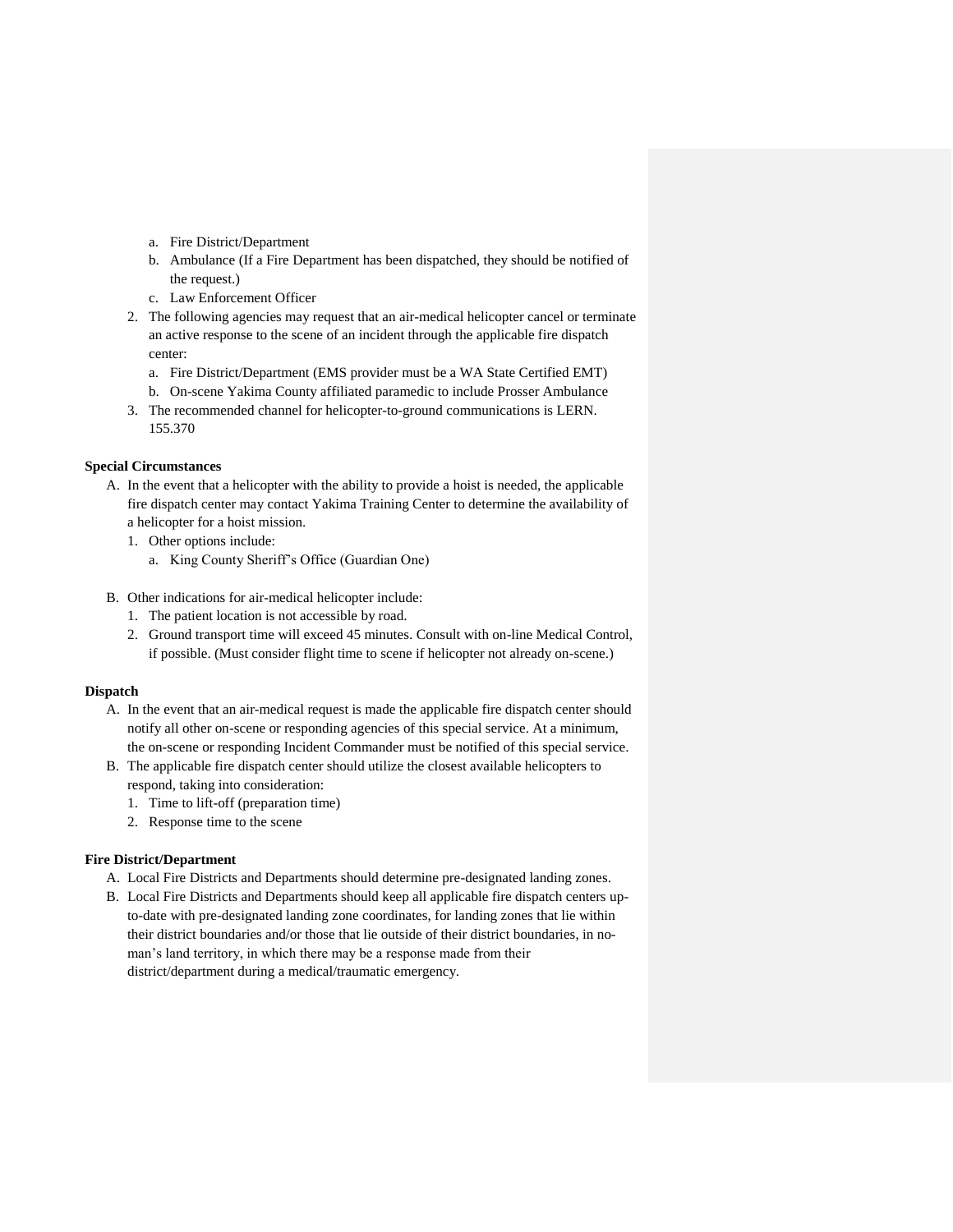- a. Fire District/Department
   - b. Ambulance (If a Fire Department has been dispatched, they should be notified of the request.)
   - c. Law Enforcement Officer
2. The following agencies may request that an air-medical helicopter cancel or terminate an active response to the scene of an incident through the applicable fire dispatch center:
   - a. Fire District/Department (EMS provider must be a WA State Certified EMT)
   - b. On-scene Yakima County affiliated paramedic to include Prosser Ambulance
3. The recommended channel for helicopter-to-ground communications is LERN. 155.370

**Special Circumstances**

- A. In the event that a helicopter with the ability to provide a hoist is needed, the applicable fire dispatch center may contact Yakima Training Center to determine the availability of a helicopter for a hoist mission.
  1. Other options include:
     - a. King County Sheriff's Office (Guardian One)

- B. Other indications for air-medical helicopter include:
  1. The patient location is not accessible by road.
  2. Ground transport time will exceed 45 minutes. Consult with on-line Medical Control, if possible. (Must consider flight time to scene if helicopter not already on-scene.)

**Dispatch**

- A. In the event that an air-medical request is made the applicable fire dispatch center should notify all other on-scene or responding agencies of this special service. At a minimum, the on-scene or responding Incident Commander must be notified of this special service.
- B. The applicable fire dispatch center should utilize the closest available helicopters to respond, taking into consideration:
  1. Time to lift-off (preparation time)
  2. Response time to the scene

**Fire District/Department**

- A. Local Fire Districts and Departments should determine pre-designated landing zones.
- B. Local Fire Districts and Departments should keep all applicable fire dispatch centers up-to-date with pre-designated landing zone coordinates, for landing zones that lie within their district boundaries and/or those that lie outside of their district boundaries, in no-man's land territory, in which there may be a response made from their district/department during a medical/traumatic emergency.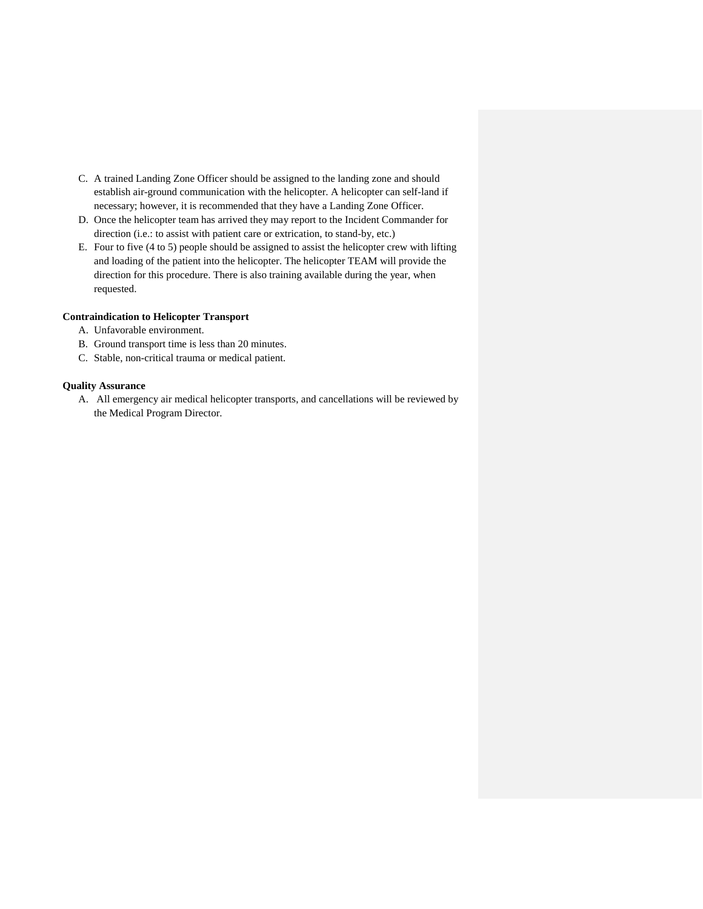C. A trained Landing Zone Officer should be assigned to the landing zone and should establish air-ground communication with the helicopter. A helicopter can self-land if necessary; however, it is recommended that they have a Landing Zone Officer.
D. Once the helicopter team has arrived they may report to the Incident Commander for direction (i.e.: to assist with patient care or extrication, to stand-by, etc.)
E. Four to five (4 to 5) people should be assigned to assist the helicopter crew with lifting and loading of the patient into the helicopter. The helicopter TEAM will provide the direction for this procedure. There is also training available during the year, when requested.

**Contraindication to Helicopter Transport**

A. Unfavorable environment.
B. Ground transport time is less than 20 minutes.
C. Stable, non-critical trauma or medical patient.

**Quality Assurance**

A. All emergency air medical helicopter transports, and cancellations will be reviewed by the Medical Program Director.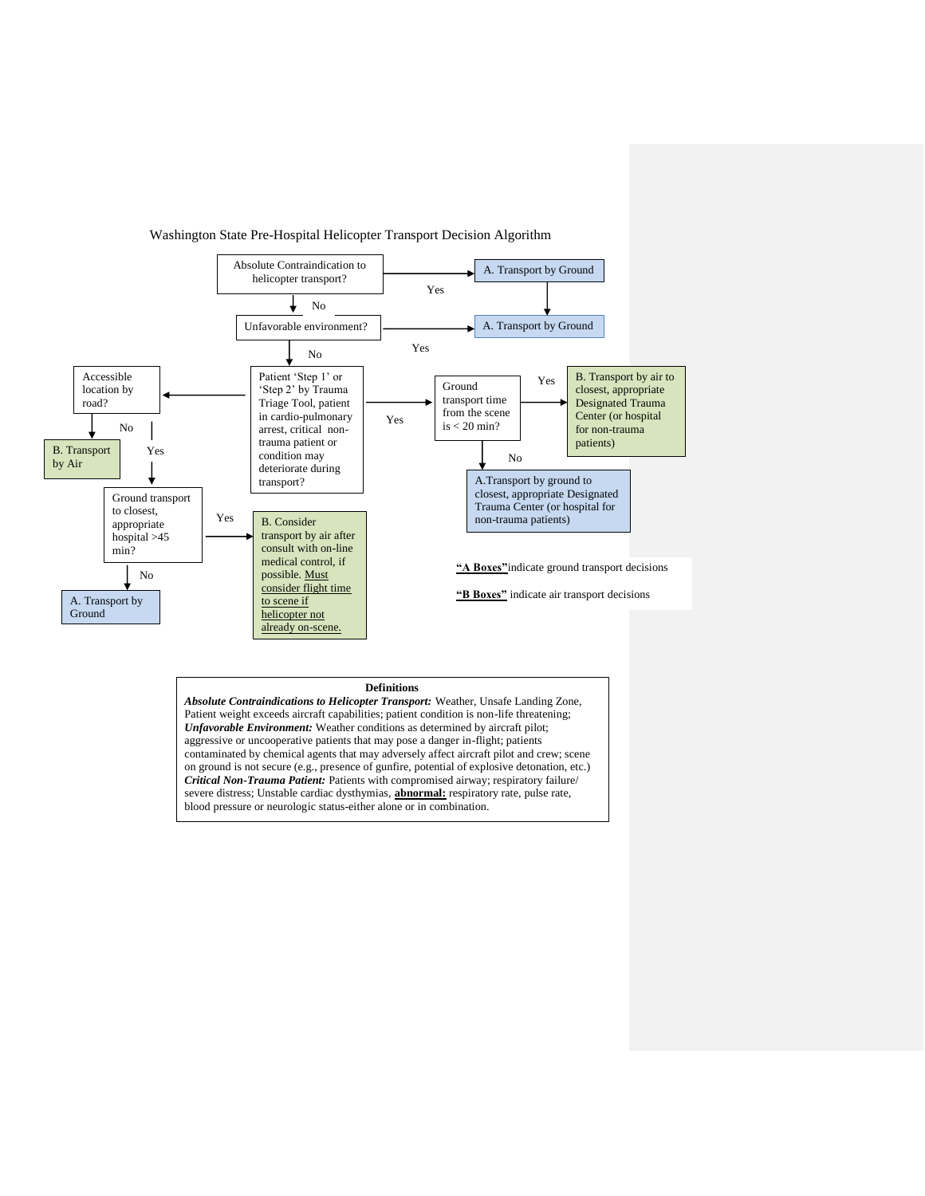# Washington State Pre-Hospital Helicopter Transport Decision Algorithm

Absolute Contraindication to helicopter transport?
- Yes → A. Transport by Ground
- No → Unfavorable environment?
  - Yes → A. Transport by Ground
  - No → Patient 'Step 1' or 'Step 2' by Trauma Triage Tool, patient in cardio-pulmonary arrest, critical non-trauma patient or condition may deteriorate during transport?
    - Yes → Ground transport time from the scene is < 20 min?
      - Yes → B. Transport by air to closest, appropriate Designated Trauma Center (or hospital for non-trauma patients)
      - No → A. Transport by ground to closest, appropriate Designated Trauma Center (or hospital for non-trauma patients)
    - → Accessible location by road?
      - No → B. Transport by Air
      - Yes → Ground transport to closest, appropriate hospital >45 min?
        - Yes → B. Consider transport by air after consult with on-line medical control, if possible. Must consider flight time to scene if helicopter not already on-scene.
        - No → A. Transport by Ground

**"A Boxes"** indicate ground transport decisions

**"B Boxes"** indicate air transport decisions

**Definitions**

***Absolute Contraindications to Helicopter Transport:*** Weather, Unsafe Landing Zone, Patient weight exceeds aircraft capabilities; patient condition is non-life threatening;
***Unfavorable Environment:*** Weather conditions as determined by aircraft pilot; aggressive or uncooperative patients that may pose a danger in-flight; patients contaminated by chemical agents that may adversely affect aircraft pilot and crew; scene on ground is not secure (e.g., presence of gunfire, potential of explosive detonation, etc.)
***Critical Non-Trauma Patient:*** Patients with compromised airway; respiratory failure/ severe distress; Unstable cardiac dysthymias, **abnormal:** respiratory rate, pulse rate, blood pressure or neurologic status-either alone or in combination.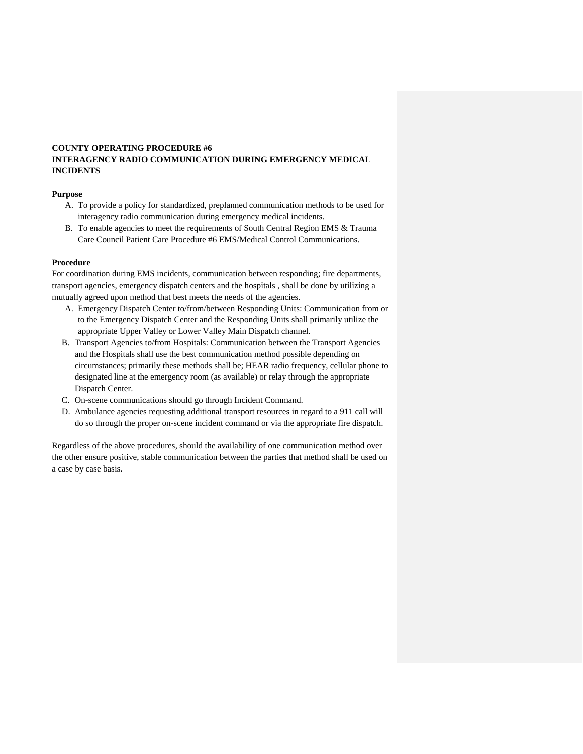**COUNTY OPERATING PROCEDURE #6**
**INTERAGENCY RADIO COMMUNICATION DURING EMERGENCY MEDICAL INCIDENTS**

**Purpose**

A. To provide a policy for standardized, preplanned communication methods to be used for interagency radio communication during emergency medical incidents.
B. To enable agencies to meet the requirements of South Central Region EMS & Trauma Care Council Patient Care Procedure #6 EMS/Medical Control Communications.

**Procedure**

For coordination during EMS incidents, communication between responding; fire departments, transport agencies, emergency dispatch centers and the hospitals , shall be done by utilizing a mutually agreed upon method that best meets the needs of the agencies.

A. Emergency Dispatch Center to/from/between Responding Units: Communication from or to the Emergency Dispatch Center and the Responding Units shall primarily utilize the appropriate Upper Valley or Lower Valley Main Dispatch channel.
B. Transport Agencies to/from Hospitals: Communication between the Transport Agencies and the Hospitals shall use the best communication method possible depending on circumstances; primarily these methods shall be; HEAR radio frequency, cellular phone to designated line at the emergency room (as available) or relay through the appropriate Dispatch Center.
C. On-scene communications should go through Incident Command.
D. Ambulance agencies requesting additional transport resources in regard to a 911 call will do so through the proper on-scene incident command or via the appropriate fire dispatch.

Regardless of the above procedures, should the availability of one communication method over the other ensure positive, stable communication between the parties that method shall be used on a case by case basis.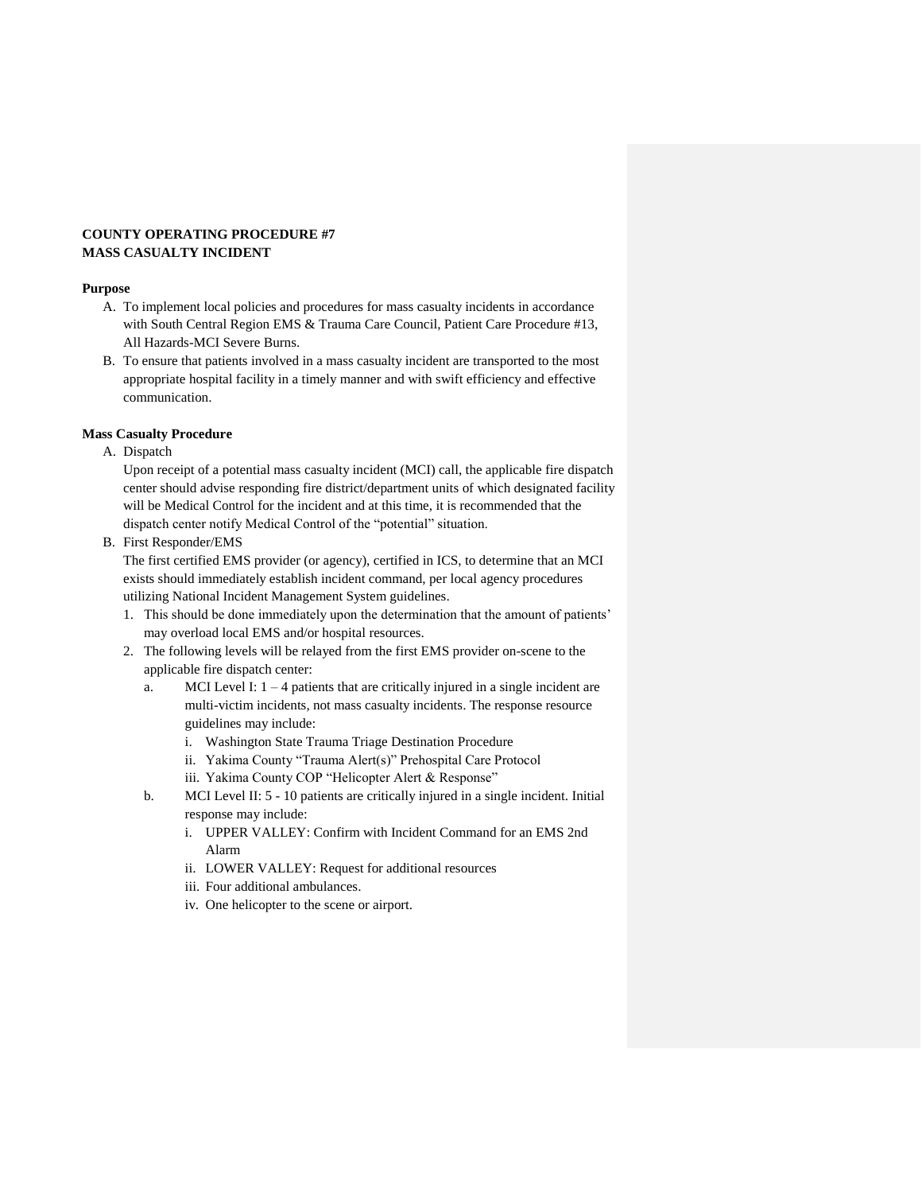**COUNTY OPERATING PROCEDURE #7**
**MASS CASUALTY INCIDENT**

**Purpose**

A. To implement local policies and procedures for mass casualty incidents in accordance with South Central Region EMS & Trauma Care Council, Patient Care Procedure #13, All Hazards-MCI Severe Burns.
B. To ensure that patients involved in a mass casualty incident are transported to the most appropriate hospital facility in a timely manner and with swift efficiency and effective communication.

**Mass Casualty Procedure**

A. Dispatch

   Upon receipt of a potential mass casualty incident (MCI) call, the applicable fire dispatch center should advise responding fire district/department units of which designated facility will be Medical Control for the incident and at this time, it is recommended that the dispatch center notify Medical Control of the "potential" situation.

B. First Responder/EMS

   The first certified EMS provider (or agency), certified in ICS, to determine that an MCI exists should immediately establish incident command, per local agency procedures utilizing National Incident Management System guidelines.

   1. This should be done immediately upon the determination that the amount of patients' may overload local EMS and/or hospital resources.
   2. The following levels will be relayed from the first EMS provider on-scene to the applicable fire dispatch center:
      a. MCI Level I: 1 – 4 patients that are critically injured in a single incident are multi-victim incidents, not mass casualty incidents. The response resource guidelines may include:
         i. Washington State Trauma Triage Destination Procedure
         ii. Yakima County "Trauma Alert(s)" Prehospital Care Protocol
         iii. Yakima County COP "Helicopter Alert & Response"
      b. MCI Level II: 5 - 10 patients are critically injured in a single incident. Initial response may include:
         i. UPPER VALLEY: Confirm with Incident Command for an EMS 2nd Alarm
         ii. LOWER VALLEY: Request for additional resources
         iii. Four additional ambulances.
         iv. One helicopter to the scene or airport.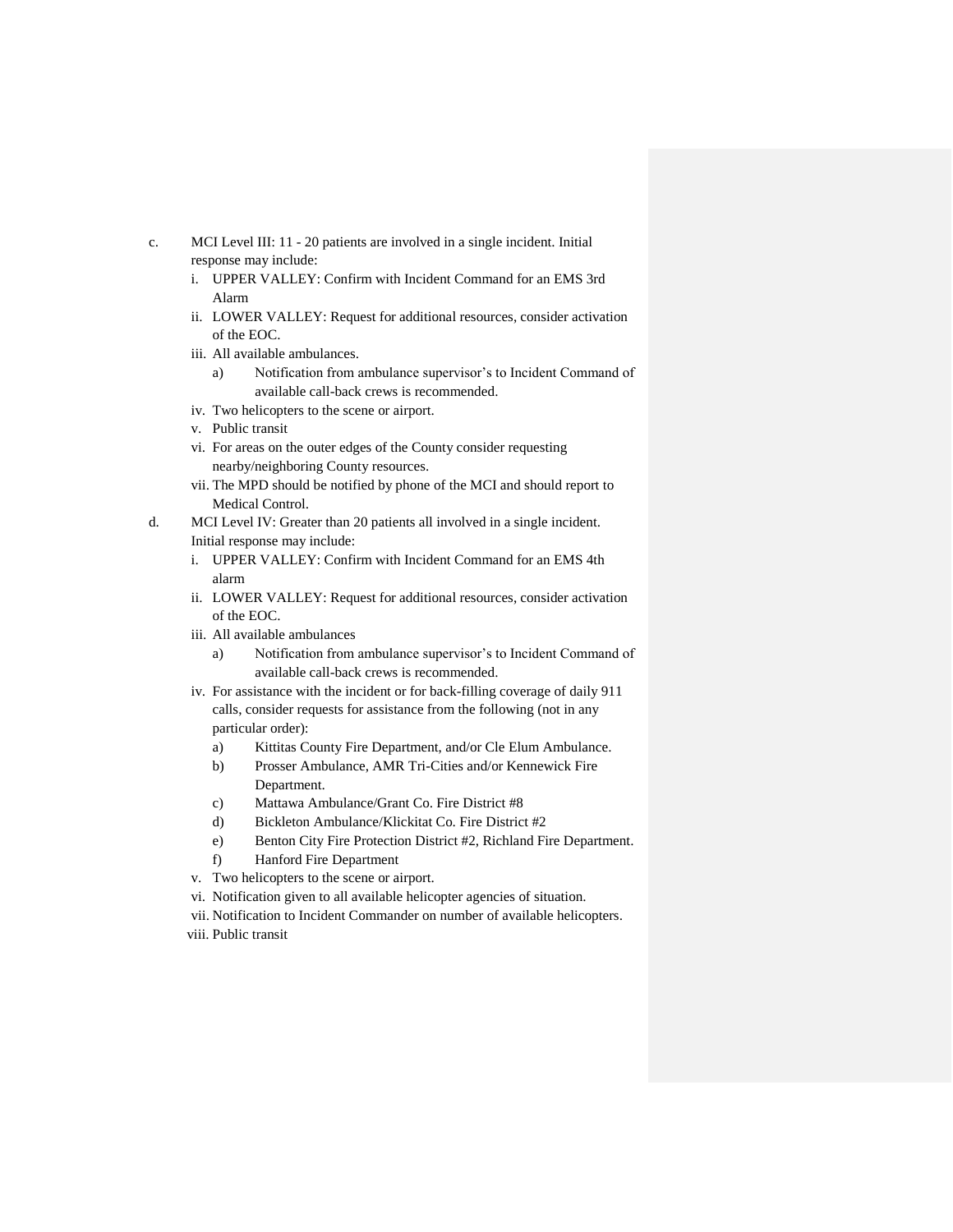c. MCI Level III: 11 - 20 patients are involved in a single incident. Initial response may include:
   - i. UPPER VALLEY: Confirm with Incident Command for an EMS 3rd Alarm
   - ii. LOWER VALLEY: Request for additional resources, consider activation of the EOC.
   - iii. All available ambulances.
     - a) Notification from ambulance supervisor's to Incident Command of available call-back crews is recommended.
   - iv. Two helicopters to the scene or airport.
   - v. Public transit
   - vi. For areas on the outer edges of the County consider requesting nearby/neighboring County resources.
   - vii. The MPD should be notified by phone of the MCI and should report to Medical Control.

d. MCI Level IV: Greater than 20 patients all involved in a single incident. Initial response may include:
   - i. UPPER VALLEY: Confirm with Incident Command for an EMS 4th alarm
   - ii. LOWER VALLEY: Request for additional resources, consider activation of the EOC.
   - iii. All available ambulances
     - a) Notification from ambulance supervisor's to Incident Command of available call-back crews is recommended.
   - iv. For assistance with the incident or for back-filling coverage of daily 911 calls, consider requests for assistance from the following (not in any particular order):
     - a) Kittitas County Fire Department, and/or Cle Elum Ambulance.
     - b) Prosser Ambulance, AMR Tri-Cities and/or Kennewick Fire Department.
     - c) Mattawa Ambulance/Grant Co. Fire District #8
     - d) Bickleton Ambulance/Klickitat Co. Fire District #2
     - e) Benton City Fire Protection District #2, Richland Fire Department.
     - f) Hanford Fire Department
   - v. Two helicopters to the scene or airport.
   - vi. Notification given to all available helicopter agencies of situation.
   - vii. Notification to Incident Commander on number of available helicopters.
   - viii. Public transit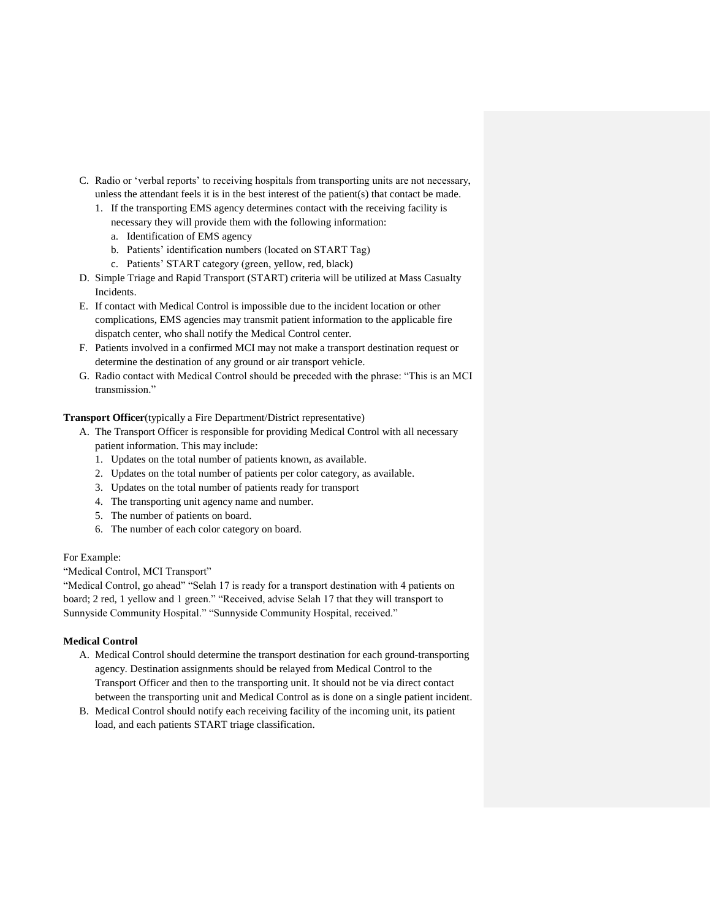C. Radio or 'verbal reports' to receiving hospitals from transporting units are not necessary, unless the attendant feels it is in the best interest of the patient(s) that contact be made.
   1. If the transporting EMS agency determines contact with the receiving facility is necessary they will provide them with the following information:
      a. Identification of EMS agency
      b. Patients' identification numbers (located on START Tag)
      c. Patients' START category (green, yellow, red, black)

D. Simple Triage and Rapid Transport (START) criteria will be utilized at Mass Casualty Incidents.

E. If contact with Medical Control is impossible due to the incident location or other complications, EMS agencies may transmit patient information to the applicable fire dispatch center, who shall notify the Medical Control center.

F. Patients involved in a confirmed MCI may not make a transport destination request or determine the destination of any ground or air transport vehicle.

G. Radio contact with Medical Control should be preceded with the phrase: "This is an MCI transmission."

**Transport Officer**(typically a Fire Department/District representative)

A. The Transport Officer is responsible for providing Medical Control with all necessary patient information. This may include:
   1. Updates on the total number of patients known, as available.
   2. Updates on the total number of patients per color category, as available.
   3. Updates on the total number of patients ready for transport
   4. The transporting unit agency name and number.
   5. The number of patients on board.
   6. The number of each color category on board.

For Example:

"Medical Control, MCI Transport"

"Medical Control, go ahead" "Selah 17 is ready for a transport destination with 4 patients on board; 2 red, 1 yellow and 1 green." "Received, advise Selah 17 that they will transport to Sunnyside Community Hospital." "Sunnyside Community Hospital, received."

**Medical Control**

A. Medical Control should determine the transport destination for each ground-transporting agency. Destination assignments should be relayed from Medical Control to the Transport Officer and then to the transporting unit. It should not be via direct contact between the transporting unit and Medical Control as is done on a single patient incident.

B. Medical Control should notify each receiving facility of the incoming unit, its patient load, and each patients START triage classification.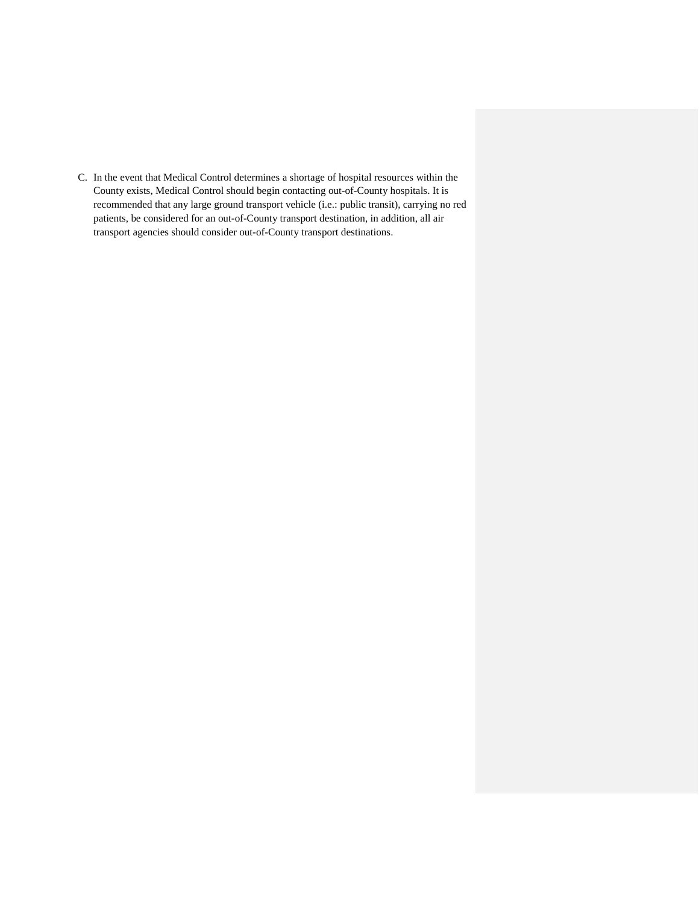C. In the event that Medical Control determines a shortage of hospital resources within the County exists, Medical Control should begin contacting out-of-County hospitals. It is recommended that any large ground transport vehicle (i.e.: public transit), carrying no red patients, be considered for an out-of-County transport destination, in addition, all air transport agencies should consider out-of-County transport destinations.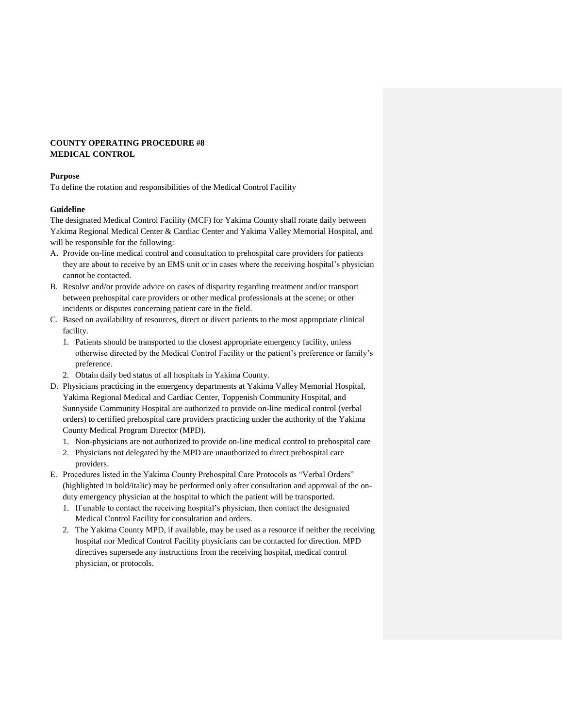**COUNTY OPERATING PROCEDURE #8**
**MEDICAL CONTROL**

**Purpose**
To define the rotation and responsibilities of the Medical Control Facility

**Guideline**
The designated Medical Control Facility (MCF) for Yakima County shall rotate daily between Yakima Regional Medical Center & Cardiac Center and Yakima Valley Memorial Hospital, and will be responsible for the following:

A. Provide on-line medical control and consultation to prehospital care providers for patients they are about to receive by an EMS unit or in cases where the receiving hospital's physician cannot be contacted.
B. Resolve and/or provide advice on cases of disparity regarding treatment and/or transport between prehospital care providers or other medical professionals at the scene; or other incidents or disputes concerning patient care in the field.
C. Based on availability of resources, direct or divert patients to the most appropriate clinical facility.
   1. Patients should be transported to the closest appropriate emergency facility, unless otherwise directed by the Medical Control Facility or the patient's preference or family's preference.
   2. Obtain daily bed status of all hospitals in Yakima County.
D. Physicians practicing in the emergency departments at Yakima Valley Memorial Hospital, Yakima Regional Medical and Cardiac Center, Toppenish Community Hospital, and Sunnyside Community Hospital are authorized to provide on-line medical control (verbal orders) to certified prehospital care providers practicing under the authority of the Yakima County Medical Program Director (MPD).
   1. Non-physicians are not authorized to provide on-line medical control to prehospital care
   2. Physicians not delegated by the MPD are unauthorized to direct prehospital care providers.
E. Procedures listed in the Yakima County Prehospital Care Protocols as "Verbal Orders" (highlighted in bold/italic) may be performed only after consultation and approval of the on-duty emergency physician at the hospital to which the patient will be transported.
   1. If unable to contact the receiving hospital's physician, then contact the designated Medical Control Facility for consultation and orders.
   2. The Yakima County MPD, if available, may be used as a resource if neither the receiving hospital nor Medical Control Facility physicians can be contacted for direction. MPD directives supersede any instructions from the receiving hospital, medical control physician, or protocols.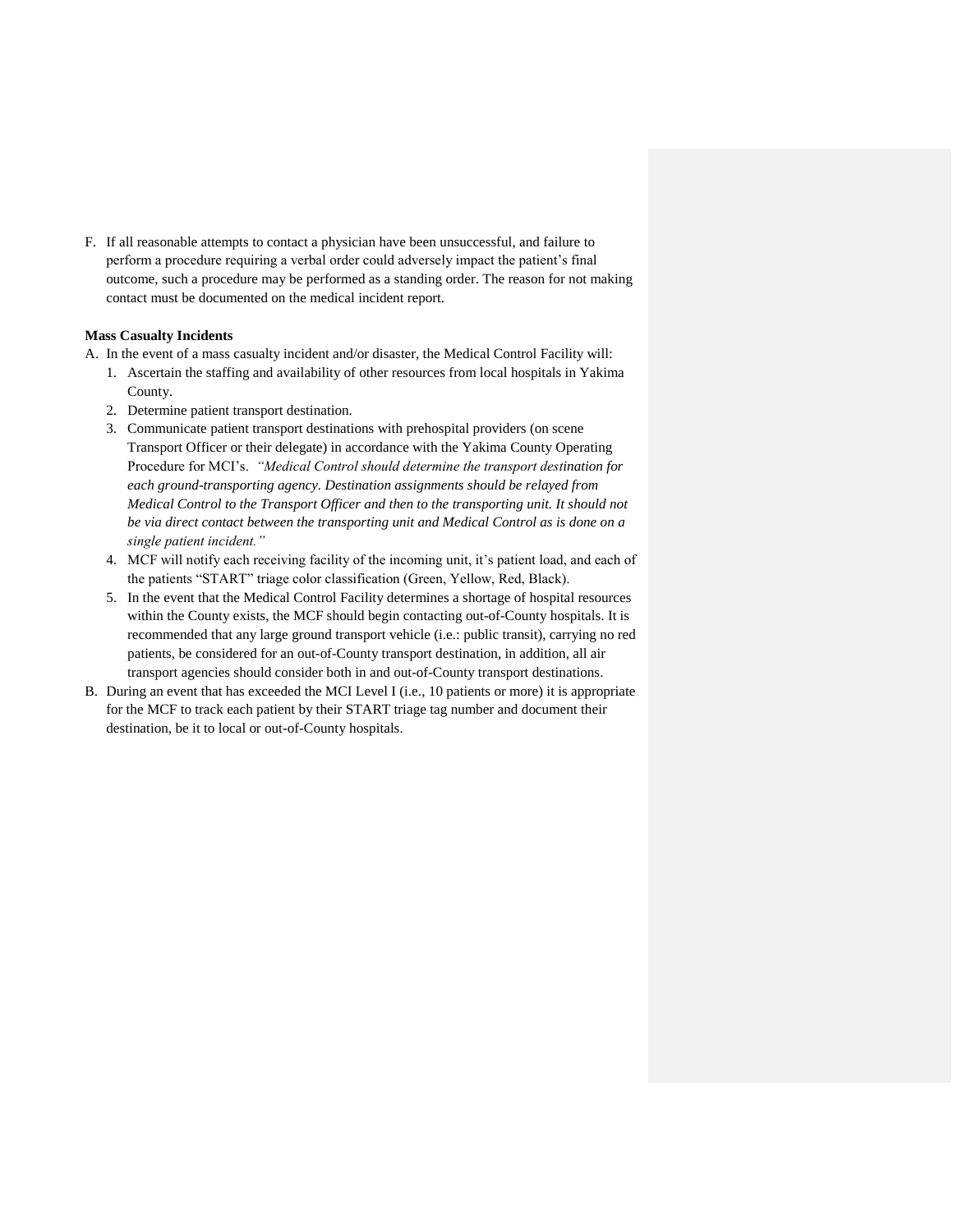F. If all reasonable attempts to contact a physician have been unsuccessful, and failure to perform a procedure requiring a verbal order could adversely impact the patient's final outcome, such a procedure may be performed as a standing order. The reason for not making contact must be documented on the medical incident report.

**Mass Casualty Incidents**

A. In the event of a mass casualty incident and/or disaster, the Medical Control Facility will:
   1. Ascertain the staffing and availability of other resources from local hospitals in Yakima County.
   2. Determine patient transport destination.
   3. Communicate patient transport destinations with prehospital providers (on scene Transport Officer or their delegate) in accordance with the Yakima County Operating Procedure for MCI's. *"Medical Control should determine the transport destination for each ground-transporting agency. Destination assignments should be relayed from Medical Control to the Transport Officer and then to the transporting unit. It should not be via direct contact between the transporting unit and Medical Control as is done on a single patient incident."*
   4. MCF will notify each receiving facility of the incoming unit, it's patient load, and each of the patients "START" triage color classification (Green, Yellow, Red, Black).
   5. In the event that the Medical Control Facility determines a shortage of hospital resources within the County exists, the MCF should begin contacting out-of-County hospitals. It is recommended that any large ground transport vehicle (i.e.: public transit), carrying no red patients, be considered for an out-of-County transport destination, in addition, all air transport agencies should consider both in and out-of-County transport destinations.

B. During an event that has exceeded the MCI Level I (i.e., 10 patients or more) it is appropriate for the MCF to track each patient by their START triage tag number and document their destination, be it to local or out-of-County hospitals.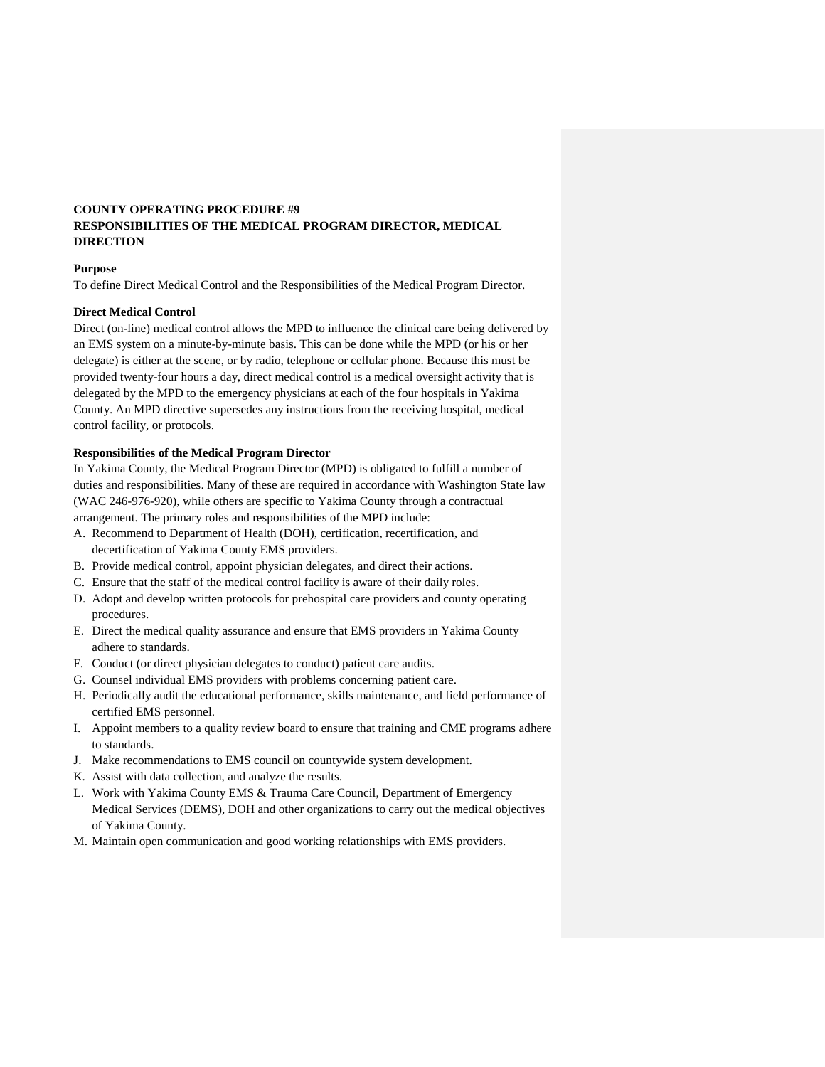**COUNTY OPERATING PROCEDURE #9**
**RESPONSIBILITIES OF THE MEDICAL PROGRAM DIRECTOR, MEDICAL DIRECTION**

**Purpose**
To define Direct Medical Control and the Responsibilities of the Medical Program Director.

**Direct Medical Control**
Direct (on-line) medical control allows the MPD to influence the clinical care being delivered by an EMS system on a minute-by-minute basis. This can be done while the MPD (or his or her delegate) is either at the scene, or by radio, telephone or cellular phone. Because this must be provided twenty-four hours a day, direct medical control is a medical oversight activity that is delegated by the MPD to the emergency physicians at each of the four hospitals in Yakima County. An MPD directive supersedes any instructions from the receiving hospital, medical control facility, or protocols.

**Responsibilities of the Medical Program Director**
In Yakima County, the Medical Program Director (MPD) is obligated to fulfill a number of duties and responsibilities. Many of these are required in accordance with Washington State law (WAC 246-976-920), while others are specific to Yakima County through a contractual arrangement. The primary roles and responsibilities of the MPD include:

A. Recommend to Department of Health (DOH), certification, recertification, and decertification of Yakima County EMS providers.
B. Provide medical control, appoint physician delegates, and direct their actions.
C. Ensure that the staff of the medical control facility is aware of their daily roles.
D. Adopt and develop written protocols for prehospital care providers and county operating procedures.
E. Direct the medical quality assurance and ensure that EMS providers in Yakima County adhere to standards.
F. Conduct (or direct physician delegates to conduct) patient care audits.
G. Counsel individual EMS providers with problems concerning patient care.
H. Periodically audit the educational performance, skills maintenance, and field performance of certified EMS personnel.
I. Appoint members to a quality review board to ensure that training and CME programs adhere to standards.
J. Make recommendations to EMS council on countywide system development.
K. Assist with data collection, and analyze the results.
L. Work with Yakima County EMS & Trauma Care Council, Department of Emergency Medical Services (DEMS), DOH and other organizations to carry out the medical objectives of Yakima County.
M. Maintain open communication and good working relationships with EMS providers.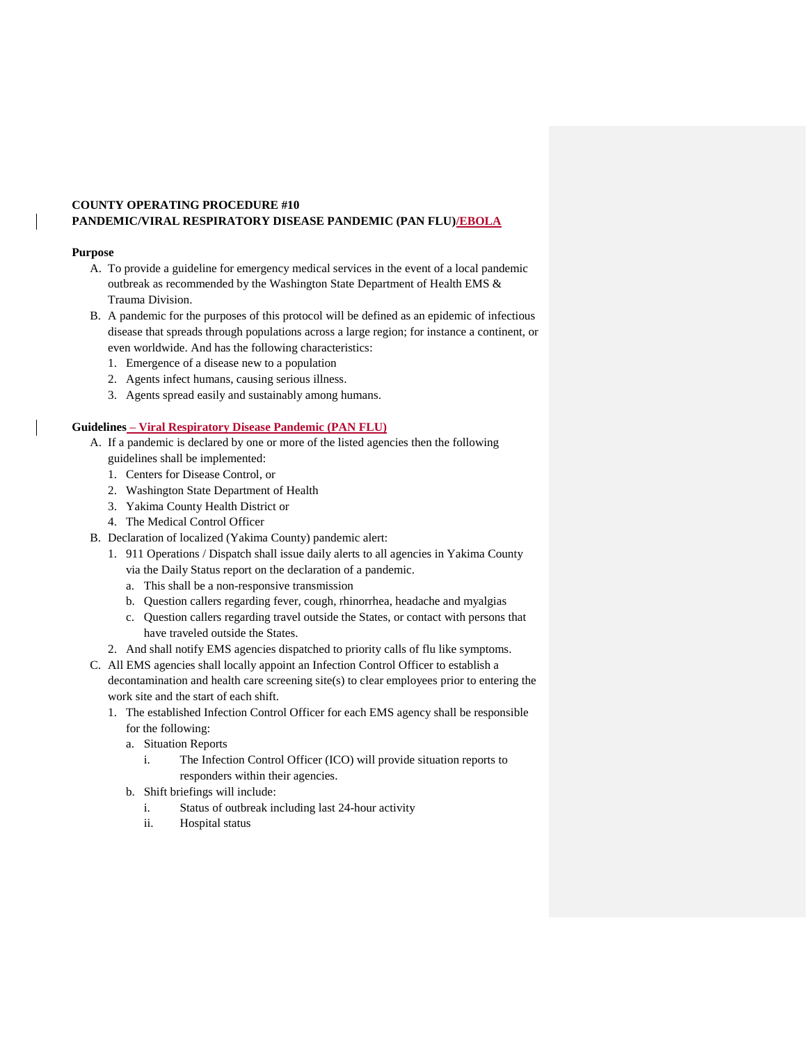**COUNTY OPERATING PROCEDURE #10**
**PANDEMIC/VIRAL RESPIRATORY DISEASE PANDEMIC (PAN FLU)/EBOLA**

**Purpose**

A. To provide a guideline for emergency medical services in the event of a local pandemic outbreak as recommended by the Washington State Department of Health EMS & Trauma Division.

B. A pandemic for the purposes of this protocol will be defined as an epidemic of infectious disease that spreads through populations across a large region; for instance a continent, or even worldwide. And has the following characteristics:

1. Emergence of a disease new to a population
2. Agents infect humans, causing serious illness.
3. Agents spread easily and sustainably among humans.

**Guidelines – Viral Respiratory Disease Pandemic (PAN FLU)**

A. If a pandemic is declared by one or more of the listed agencies then the following guidelines shall be implemented:

1. Centers for Disease Control, or
2. Washington State Department of Health
3. Yakima County Health District or
4. The Medical Control Officer

B. Declaration of localized (Yakima County) pandemic alert:

1. 911 Operations / Dispatch shall issue daily alerts to all agencies in Yakima County via the Daily Status report on the declaration of a pandemic.
   a. This shall be a non-responsive transmission
   b. Question callers regarding fever, cough, rhinorrhea, headache and myalgias
   c. Question callers regarding travel outside the States, or contact with persons that have traveled outside the States.
2. And shall notify EMS agencies dispatched to priority calls of flu like symptoms.

C. All EMS agencies shall locally appoint an Infection Control Officer to establish a decontamination and health care screening site(s) to clear employees prior to entering the work site and the start of each shift.

1. The established Infection Control Officer for each EMS agency shall be responsible for the following:
   a. Situation Reports
      i. The Infection Control Officer (ICO) will provide situation reports to responders within their agencies.
   b. Shift briefings will include:
      i. Status of outbreak including last 24-hour activity
      ii. Hospital status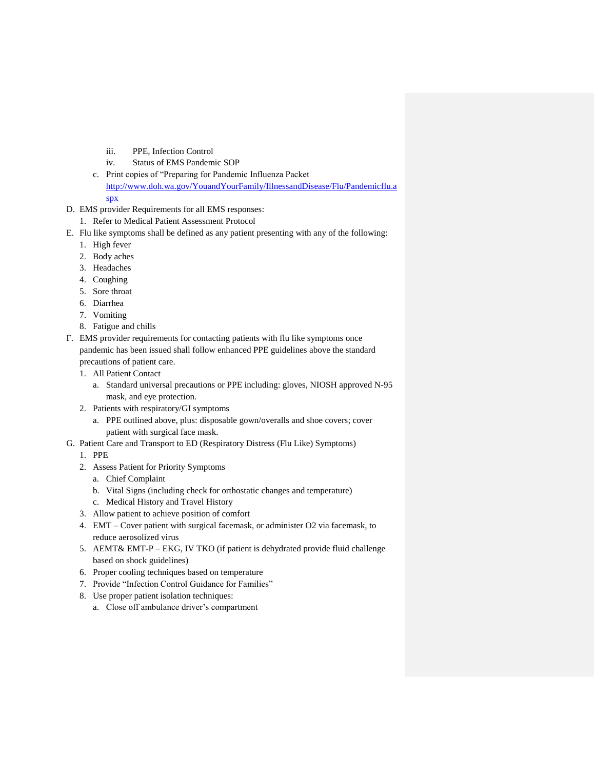iii. PPE, Infection Control

iv. Status of EMS Pandemic SOP

c. Print copies of "Preparing for Pandemic Influenza Packet http://www.doh.wa.gov/YouandYourFamily/IllnessandDisease/Flu/Pandemicflu.aspx

D. EMS provider Requirements for all EMS responses:
   1. Refer to Medical Patient Assessment Protocol
E. Flu like symptoms shall be defined as any patient presenting with any of the following:
   1. High fever
   2. Body aches
   3. Headaches
   4. Coughing
   5. Sore throat
   6. Diarrhea
   7. Vomiting
   8. Fatigue and chills
F. EMS provider requirements for contacting patients with flu like symptoms once pandemic has been issued shall follow enhanced PPE guidelines above the standard precautions of patient care.
   1. All Patient Contact
      a. Standard universal precautions or PPE including: gloves, NIOSH approved N-95 mask, and eye protection.
   2. Patients with respiratory/GI symptoms
      a. PPE outlined above, plus: disposable gown/overalls and shoe covers; cover patient with surgical face mask.
G. Patient Care and Transport to ED (Respiratory Distress (Flu Like) Symptoms)
   1. PPE
   2. Assess Patient for Priority Symptoms
      a. Chief Complaint
      b. Vital Signs (including check for orthostatic changes and temperature)
      c. Medical History and Travel History
   3. Allow patient to achieve position of comfort
   4. EMT – Cover patient with surgical facemask, or administer O2 via facemask, to reduce aerosolized virus
   5. AEMT& EMT-P – EKG, IV TKO (if patient is dehydrated provide fluid challenge based on shock guidelines)
   6. Proper cooling techniques based on temperature
   7. Provide "Infection Control Guidance for Families"
   8. Use proper patient isolation techniques:
      a. Close off ambulance driver's compartment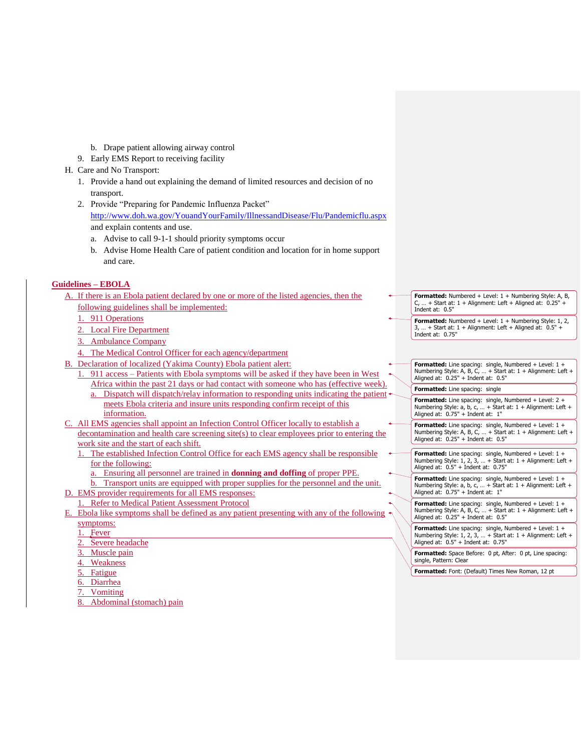b. Drape patient allowing airway control
9. Early EMS Report to receiving facility

H. Care and No Transport:
   1. Provide a hand out explaining the demand of limited resources and decision of no transport.
   2. Provide "Preparing for Pandemic Influenza Packet" http://www.doh.wa.gov/YouandYourFamily/IllnessandDisease/Flu/Pandemicflu.aspx and explain contents and use.
      a. Advise to call 9-1-1 should priority symptoms occur
      b. Advise Home Health Care of patient condition and location for in home support and care.

## Guidelines – EBOLA

A. If there is an Ebola patient declared by one or more of the listed agencies, then the following guidelines shall be implemented:
   1. 911 Operations
   2. Local Fire Department
   3. Ambulance Company
   4. The Medical Control Officer for each agency/department

B. Declaration of localized (Yakima County) Ebola patient alert:
   1. 911 access – Patients with Ebola symptoms will be asked if they have been in West Africa within the past 21 days or had contact with someone who has (effective week).
      a. Dispatch will dispatch/relay information to responding units indicating the patient meets Ebola criteria and insure units responding confirm receipt of this information.

C. All EMS agencies shall appoint an Infection Control Officer locally to establish a decontamination and health care screening site(s) to clear employees prior to entering the work site and the start of each shift.
   1. The established Infection Control Office for each EMS agency shall be responsible for the following:
      a. Ensuring all personnel are trained in **donning and doffing** of proper PPE.
      b. Transport units are equipped with proper supplies for the personnel and the unit.

D. EMS provider requirements for all EMS responses:
   1. Refer to Medical Patient Assessment Protocol

E. Ebola like symptoms shall be defined as any patient presenting with any of the following symptoms:
   1. Fever
   2. Severe headache
   3. Muscle pain
   4. Weakness
   5. Fatigue
   6. Diarrhea
   7. Vomiting
   8. Abdominal (stomach) pain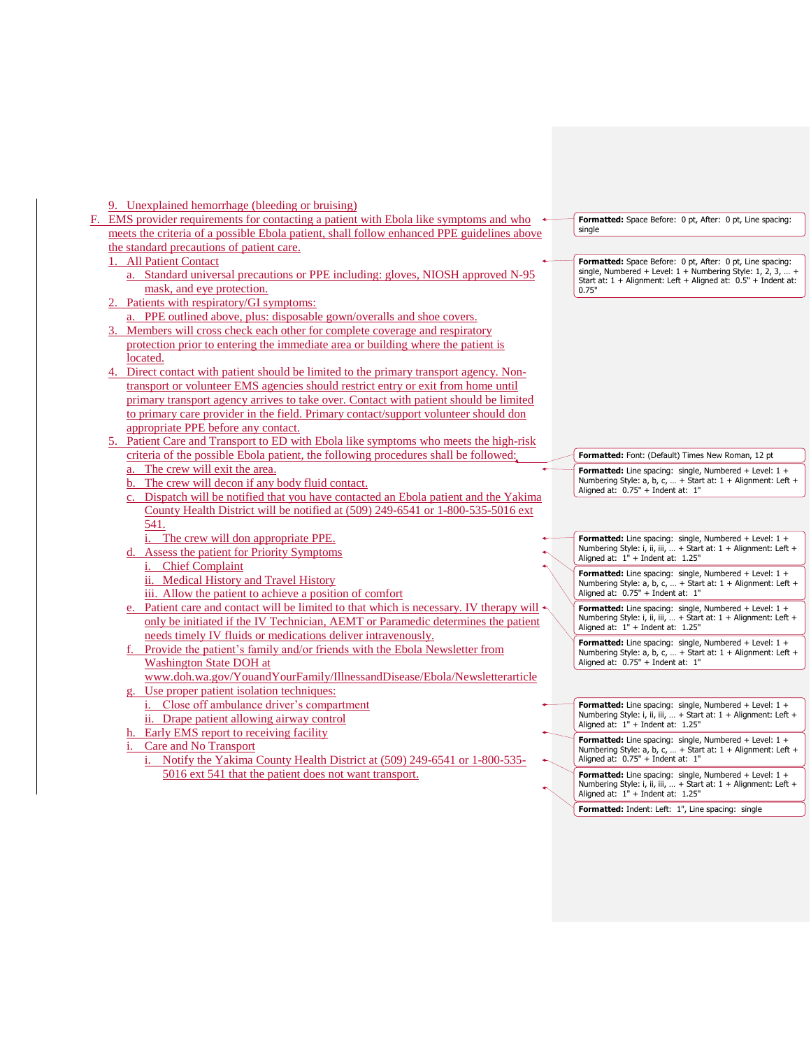9. Unexplained hemorrhage (bleeding or bruising)

F. EMS provider requirements for contacting a patient with Ebola like symptoms and who meets the criteria of a possible Ebola patient, shall follow enhanced PPE guidelines above the standard precautions of patient care.

1. All Patient Contact
    a. Standard universal precautions or PPE including: gloves, NIOSH approved N-95 mask, and eye protection.
2. Patients with respiratory/GI symptoms:
    a. PPE outlined above, plus: disposable gown/overalls and shoe covers.
3. Members will cross check each other for complete coverage and respiratory protection prior to entering the immediate area or building where the patient is located.
4. Direct contact with patient should be limited to the primary transport agency. Non-transport or volunteer EMS agencies should restrict entry or exit from home until primary transport agency arrives to take over. Contact with patient should be limited to primary care provider in the field. Primary contact/support volunteer should don appropriate PPE before any contact.
5. Patient Care and Transport to ED with Ebola like symptoms who meets the high-risk criteria of the possible Ebola patient, the following procedures shall be followed:
    a. The crew will exit the area.
    b. The crew will decon if any body fluid contact.
    c. Dispatch will be notified that you have contacted an Ebola patient and the Yakima County Health District will be notified at (509) 249-6541 or 1-800-535-5016 ext 541.
        i. The crew will don appropriate PPE.
    d. Assess the patient for Priority Symptoms
        i. Chief Complaint
        ii. Medical History and Travel History
        iii. Allow the patient to achieve a position of comfort
    e. Patient care and contact will be limited to that which is necessary. IV therapy will only be initiated if the IV Technician, AEMT or Paramedic determines the patient needs timely IV fluids or medications deliver intravenously.
    f. Provide the patient's family and/or friends with the Ebola Newsletter from Washington State DOH at www.doh.wa.gov/YouandYourFamily/IllnessandDisease/Ebola/Newsletterarticle
    g. Use proper patient isolation techniques:
        i. Close off ambulance driver's compartment
        ii. Drape patient allowing airway control
    h. Early EMS report to receiving facility
    i. Care and No Transport
        i. Notify the Yakima County Health District at (509) 249-6541 or 1-800-535-5016 ext 541 that the patient does not want transport.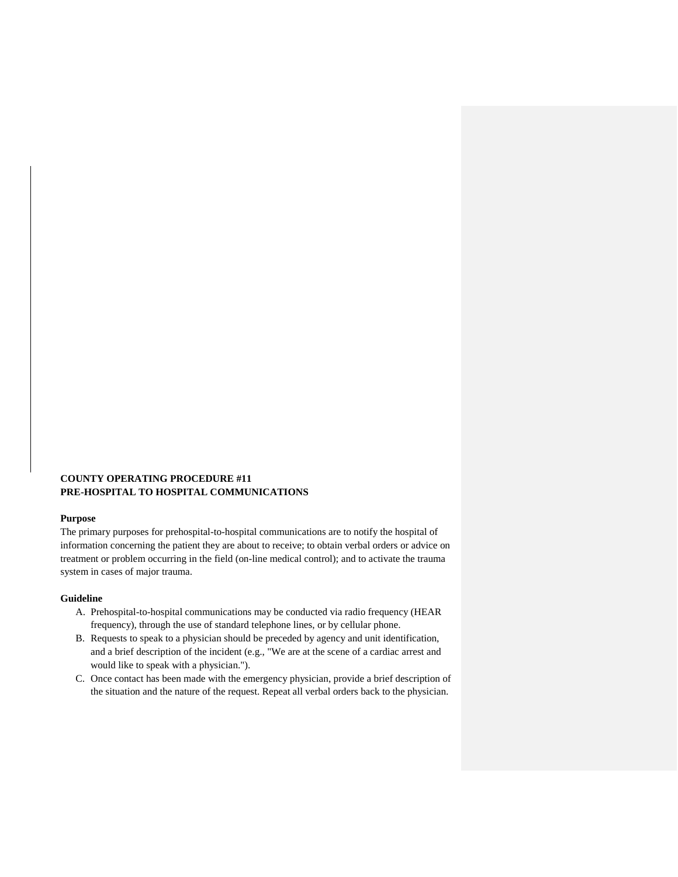**COUNTY OPERATING PROCEDURE #11**
**PRE-HOSPITAL TO HOSPITAL COMMUNICATIONS**

**Purpose**

The primary purposes for prehospital-to-hospital communications are to notify the hospital of information concerning the patient they are about to receive; to obtain verbal orders or advice on treatment or problem occurring in the field (on-line medical control); and to activate the trauma system in cases of major trauma.

**Guideline**

A. Prehospital-to-hospital communications may be conducted via radio frequency (HEAR frequency), through the use of standard telephone lines, or by cellular phone.
B. Requests to speak to a physician should be preceded by agency and unit identification, and a brief description of the incident (e.g., "We are at the scene of a cardiac arrest and would like to speak with a physician.").
C. Once contact has been made with the emergency physician, provide a brief description of the situation and the nature of the request. Repeat all verbal orders back to the physician.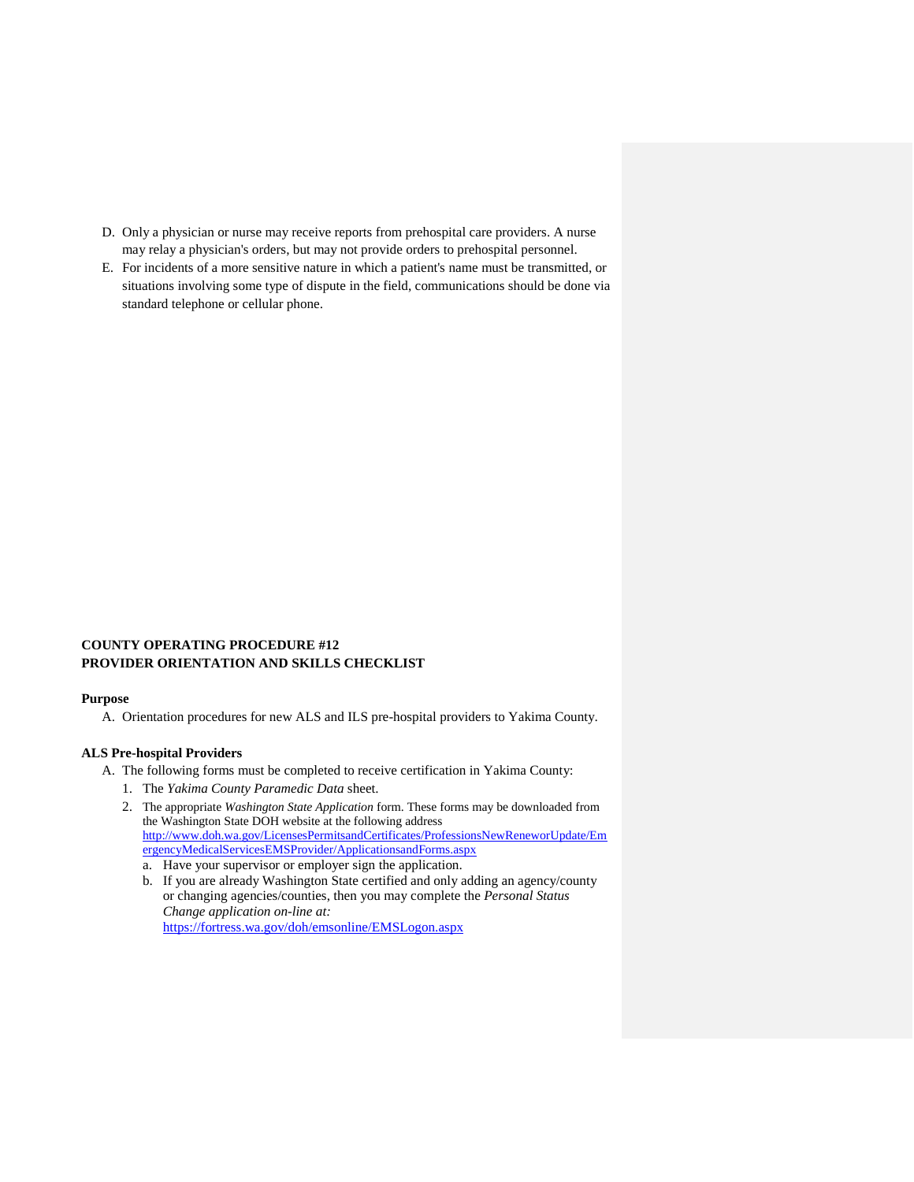D. Only a physician or nurse may receive reports from prehospital care providers. A nurse may relay a physician's orders, but may not provide orders to prehospital personnel.
E. For incidents of a more sensitive nature in which a patient's name must be transmitted, or situations involving some type of dispute in the field, communications should be done via standard telephone or cellular phone.

**COUNTY OPERATING PROCEDURE #12**
**PROVIDER ORIENTATION AND SKILLS CHECKLIST**

**Purpose**

A. Orientation procedures for new ALS and ILS pre-hospital providers to Yakima County.

**ALS Pre-hospital Providers**

A. The following forms must be completed to receive certification in Yakima County:
   1. The *Yakima County Paramedic Data* sheet.
   2. The appropriate *Washington State Application* form. These forms may be downloaded from the Washington State DOH website at the following address http://www.doh.wa.gov/LicensesPermitsandCertificates/ProfessionsNewReneworUpdate/EmergencyMedicalServicesEMSProvider/ApplicationsandForms.aspx
      a. Have your supervisor or employer sign the application.
      b. If you are already Washington State certified and only adding an agency/county or changing agencies/counties, then you may complete the *Personal Status Change application on-line at:* https://fortress.wa.gov/doh/emsonline/EMSLogon.aspx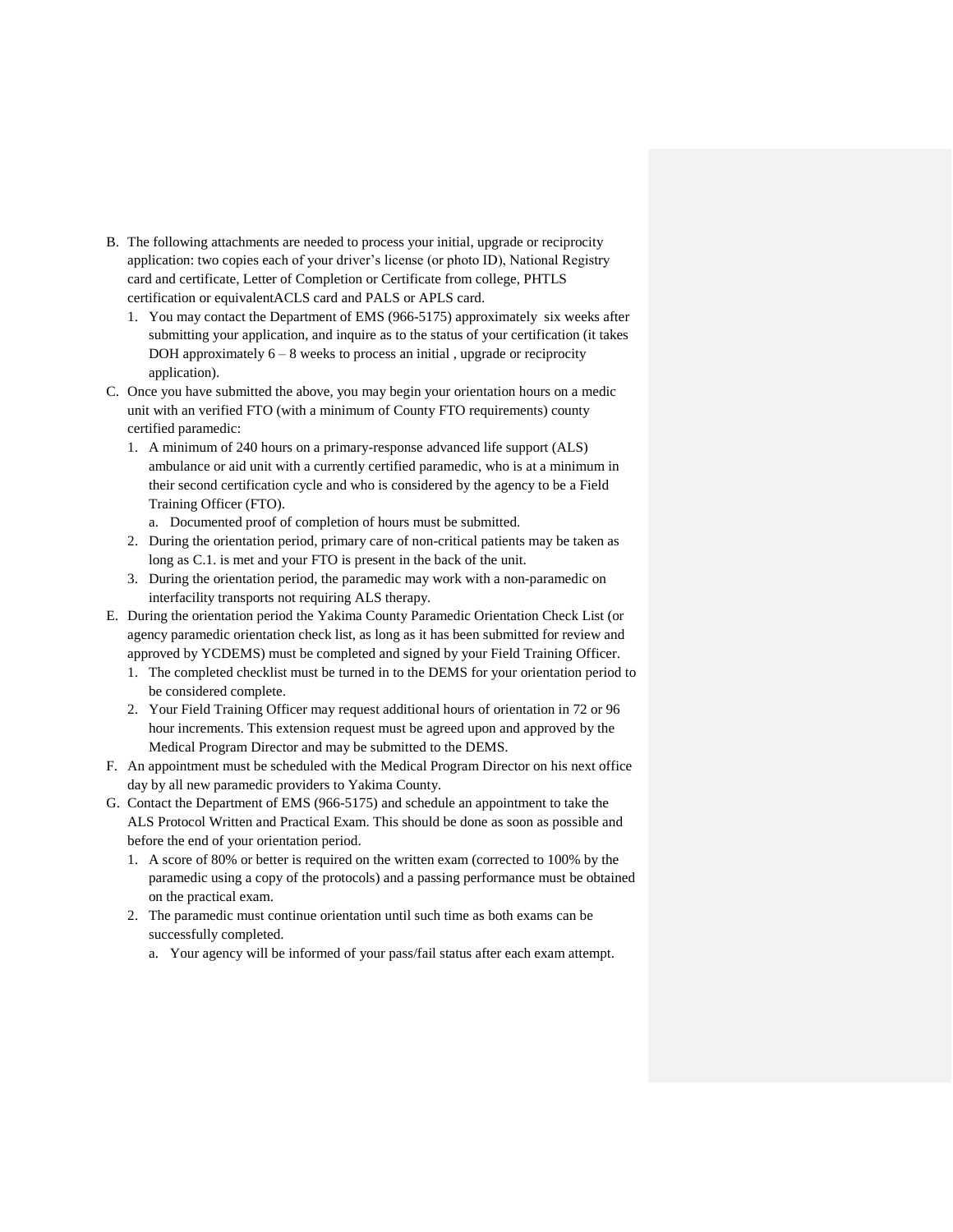B. The following attachments are needed to process your initial, upgrade or reciprocity application: two copies each of your driver's license (or photo ID), National Registry card and certificate, Letter of Completion or Certificate from college, PHTLS certification or equivalentACLS card and PALS or APLS card.
   1. You may contact the Department of EMS (966-5175) approximately six weeks after submitting your application, and inquire as to the status of your certification (it takes DOH approximately 6 – 8 weeks to process an initial , upgrade or reciprocity application).
C. Once you have submitted the above, you may begin your orientation hours on a medic unit with an verified FTO (with a minimum of County FTO requirements) county certified paramedic:
   1. A minimum of 240 hours on a primary-response advanced life support (ALS) ambulance or aid unit with a currently certified paramedic, who is at a minimum in their second certification cycle and who is considered by the agency to be a Field Training Officer (FTO).
      a. Documented proof of completion of hours must be submitted.
   2. During the orientation period, primary care of non-critical patients may be taken as long as C.1. is met and your FTO is present in the back of the unit.
   3. During the orientation period, the paramedic may work with a non-paramedic on interfacility transports not requiring ALS therapy.
E. During the orientation period the Yakima County Paramedic Orientation Check List (or agency paramedic orientation check list, as long as it has been submitted for review and approved by YCDEMS) must be completed and signed by your Field Training Officer.
   1. The completed checklist must be turned in to the DEMS for your orientation period to be considered complete.
   2. Your Field Training Officer may request additional hours of orientation in 72 or 96 hour increments. This extension request must be agreed upon and approved by the Medical Program Director and may be submitted to the DEMS.
F. An appointment must be scheduled with the Medical Program Director on his next office day by all new paramedic providers to Yakima County.
G. Contact the Department of EMS (966-5175) and schedule an appointment to take the ALS Protocol Written and Practical Exam. This should be done as soon as possible and before the end of your orientation period.
   1. A score of 80% or better is required on the written exam (corrected to 100% by the paramedic using a copy of the protocols) and a passing performance must be obtained on the practical exam.
   2. The paramedic must continue orientation until such time as both exams can be successfully completed.
      a. Your agency will be informed of your pass/fail status after each exam attempt.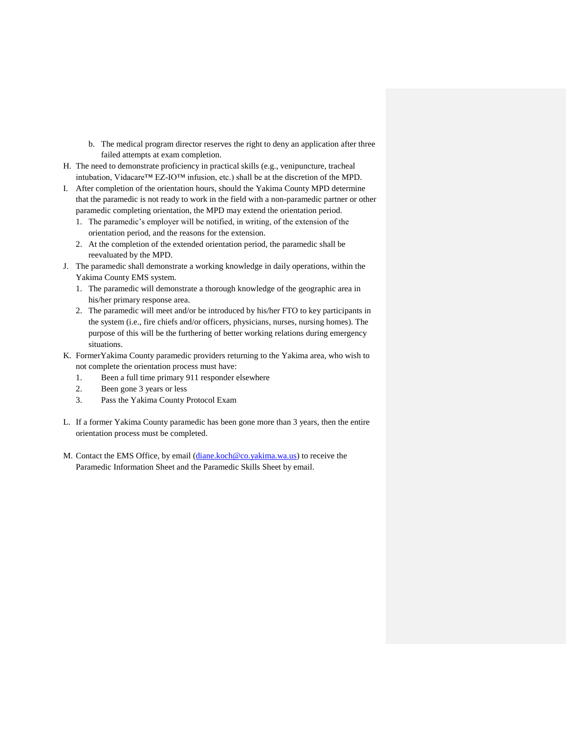b. The medical program director reserves the right to deny an application after three failed attempts at exam completion.

H. The need to demonstrate proficiency in practical skills (e.g., venipuncture, tracheal intubation, Vidacare™ EZ-IO™ infusion, etc.) shall be at the discretion of the MPD.

I. After completion of the orientation hours, should the Yakima County MPD determine that the paramedic is not ready to work in the field with a non-paramedic partner or other paramedic completing orientation, the MPD may extend the orientation period.
   1. The paramedic's employer will be notified, in writing, of the extension of the orientation period, and the reasons for the extension.
   2. At the completion of the extended orientation period, the paramedic shall be reevaluated by the MPD.

J. The paramedic shall demonstrate a working knowledge in daily operations, within the Yakima County EMS system.
   1. The paramedic will demonstrate a thorough knowledge of the geographic area in his/her primary response area.
   2. The paramedic will meet and/or be introduced by his/her FTO to key participants in the system (i.e., fire chiefs and/or officers, physicians, nurses, nursing homes). The purpose of this will be the furthering of better working relations during emergency situations.

K. FormerYakima County paramedic providers returning to the Yakima area, who wish to not complete the orientation process must have:
   1. Been a full time primary 911 responder elsewhere
   2. Been gone 3 years or less
   3. Pass the Yakima County Protocol Exam

L. If a former Yakima County paramedic has been gone more than 3 years, then the entire orientation process must be completed.

M. Contact the EMS Office, by email (diane.koch@co.yakima.wa.us) to receive the Paramedic Information Sheet and the Paramedic Skills Sheet by email.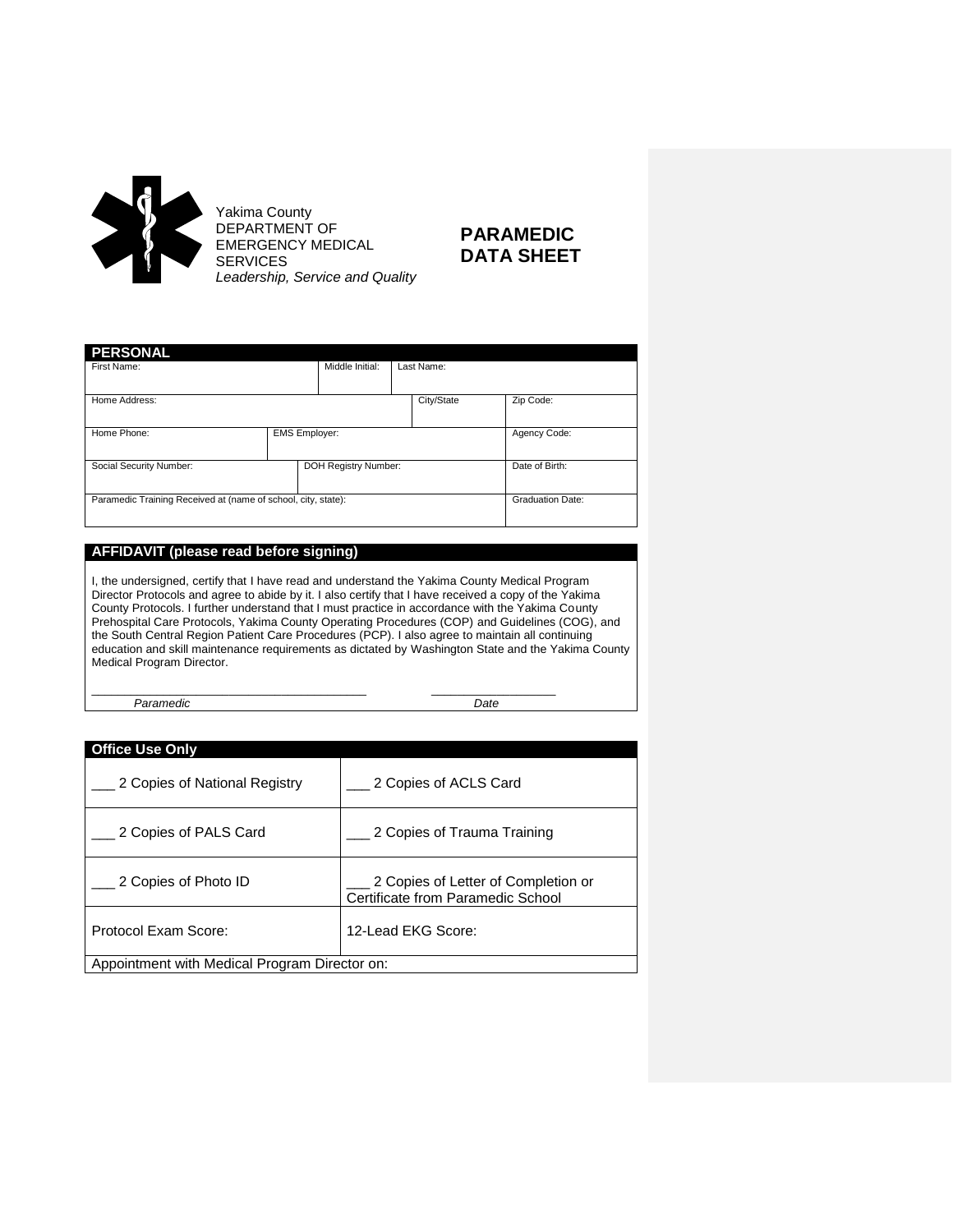Yakima County
DEPARTMENT OF
EMERGENCY MEDICAL
SERVICES
*Leadership, Service and Quality*

# PARAMEDIC DATA SHEET

| **PERSONAL** | | | | |
|---|---|---|---|---|
| First Name: | | Middle Initial: | Last Name: | |
| Home Address: | | | City/State | Zip Code: |
| Home Phone: | EMS Employer: | | | Agency Code: |
| Social Security Number: | | DOH Registry Number: | | Date of Birth: |
| Paramedic Training Received at (name of school, city, state): | | | | Graduation Date: |

## AFFIDAVIT (please read before signing)

I, the undersigned, certify that I have read and understand the Yakima County Medical Program Director Protocols and agree to abide by it. I also certify that I have received a copy of the Yakima County Protocols. I further understand that I must practice in accordance with the Yakima County Prehospital Care Protocols, Yakima County Operating Procedures (COP) and Guidelines (COG), and the South Central Region Patient Care Procedures (PCP). I also agree to maintain all continuing education and skill maintenance requirements as dictated by Washington State and the Yakima County Medical Program Director.

\_\_\_\_\_\_\_\_\_\_\_\_\_\_\_\_\_\_\_\_\_\_\_\_\_\_\_\_\_\_\_\_\_\_\_\_\_\_\_ \_\_\_\_\_\_\_\_\_\_\_\_\_\_\_\_\_\_
*Paramedic* *Date*

| **Office Use Only** | |
|---|---|
| ___ 2 Copies of National Registry | ___ 2 Copies of ACLS Card |
| ___ 2 Copies of PALS Card | ___ 2 Copies of Trauma Training |
| ___ 2 Copies of Photo ID | ___ 2 Copies of Letter of Completion or Certificate from Paramedic School |
| Protocol Exam Score: | 12-Lead EKG Score: |
| Appointment with Medical Program Director on: | |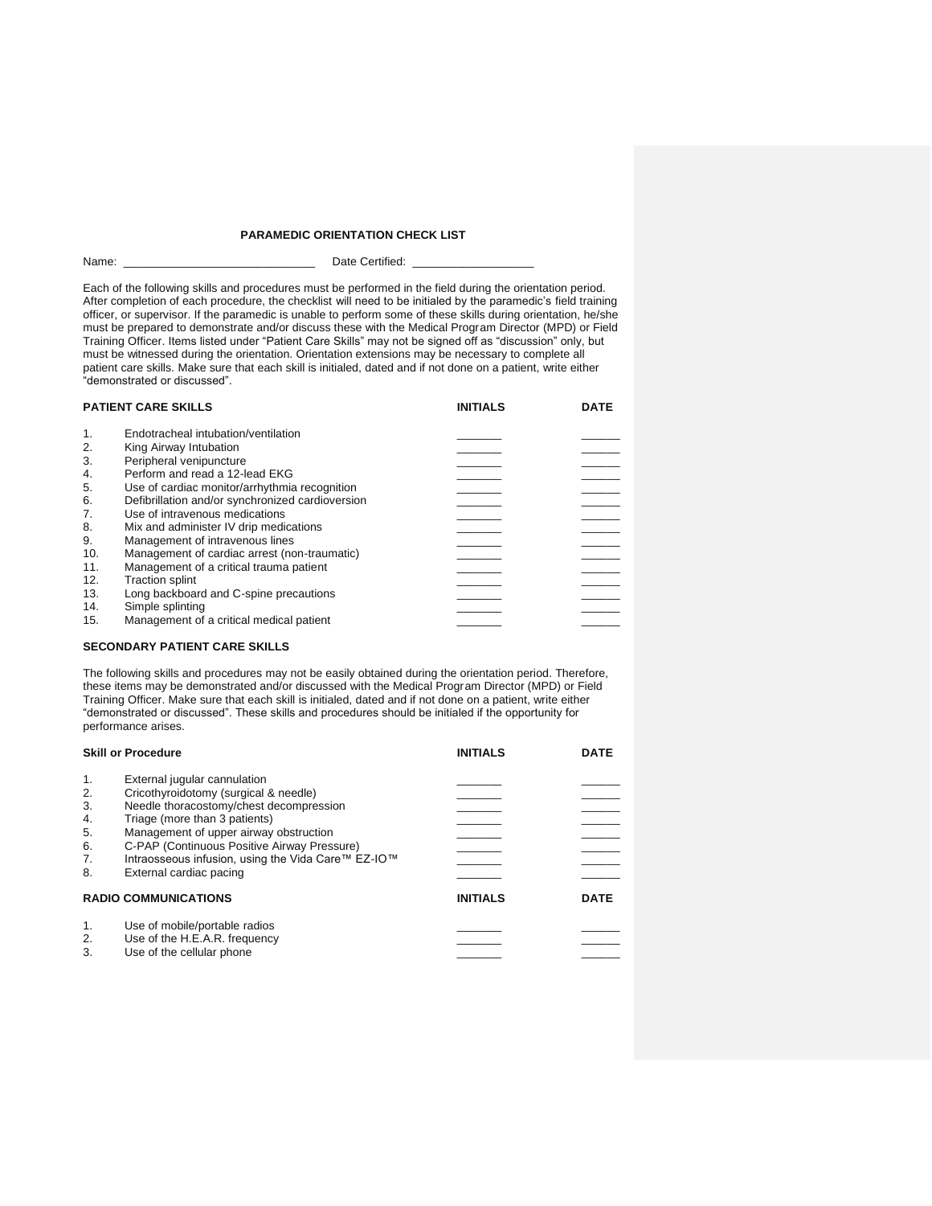# PARAMEDIC ORIENTATION CHECK LIST

Name: \_\_\_\_\_\_\_\_\_\_\_\_\_\_\_\_\_\_\_\_\_\_\_\_\_\_\_\_\_\_ Date Certified: \_\_\_\_\_\_\_\_\_\_\_\_\_\_\_\_\_\_\_

Each of the following skills and procedures must be performed in the field during the orientation period. After completion of each procedure, the checklist will need to be initialed by the paramedic's field training officer, or supervisor. If the paramedic is unable to perform some of these skills during orientation, he/she must be prepared to demonstrate and/or discuss these with the Medical Program Director (MPD) or Field Training Officer. Items listed under "Patient Care Skills" may not be signed off as "discussion" only, but must be witnessed during the orientation. Orientation extensions may be necessary to complete all patient care skills. Make sure that each skill is initialed, dated and if not done on a patient, write either "demonstrated or discussed".

| | PATIENT CARE SKILLS | INITIALS | DATE |
|---|---|---|---|
| 1. | Endotracheal intubation/ventilation | _______ | ______ |
| 2. | King Airway Intubation | _______ | ______ |
| 3. | Peripheral venipuncture | _______ | ______ |
| 4. | Perform and read a 12-lead EKG | _______ | ______ |
| 5. | Use of cardiac monitor/arrhythmia recognition | _______ | ______ |
| 6. | Defibrillation and/or synchronized cardioversion | _______ | ______ |
| 7. | Use of intravenous medications | _______ | ______ |
| 8. | Mix and administer IV drip medications | _______ | ______ |
| 9. | Management of intravenous lines | _______ | ______ |
| 10. | Management of cardiac arrest (non-traumatic) | _______ | ______ |
| 11. | Management of a critical trauma patient | _______ | ______ |
| 12. | Traction splint | _______ | ______ |
| 13. | Long backboard and C-spine precautions | _______ | ______ |
| 14. | Simple splinting | _______ | ______ |
| 15. | Management of a critical medical patient | _______ | ______ |

**SECONDARY PATIENT CARE SKILLS**

The following skills and procedures may not be easily obtained during the orientation period. Therefore, these items may be demonstrated and/or discussed with the Medical Program Director (MPD) or Field Training Officer. Make sure that each skill is initialed, dated and if not done on a patient, write either "demonstrated or discussed". These skills and procedures should be initialed if the opportunity for performance arises.

| | Skill or Procedure | INITIALS | DATE |
|---|---|---|---|
| 1. | External jugular cannulation | _______ | ______ |
| 2. | Cricothyroidotomy (surgical & needle) | _______ | ______ |
| 3. | Needle thoracostomy/chest decompression | _______ | ______ |
| 4. | Triage (more than 3 patients) | _______ | ______ |
| 5. | Management of upper airway obstruction | _______ | ______ |
| 6. | C-PAP (Continuous Positive Airway Pressure) | _______ | ______ |
| 7. | Intraosseous infusion, using the Vida Care™ EZ-IO™ | _______ | ______ |
| 8. | External cardiac pacing | _______ | ______ |

| | RADIO COMMUNICATIONS | INITIALS | DATE |
|---|---|---|---|
| 1. | Use of mobile/portable radios | _______ | ______ |
| 2. | Use of the H.E.A.R. frequency | _______ | ______ |
| 3. | Use of the cellular phone | _______ | ______ |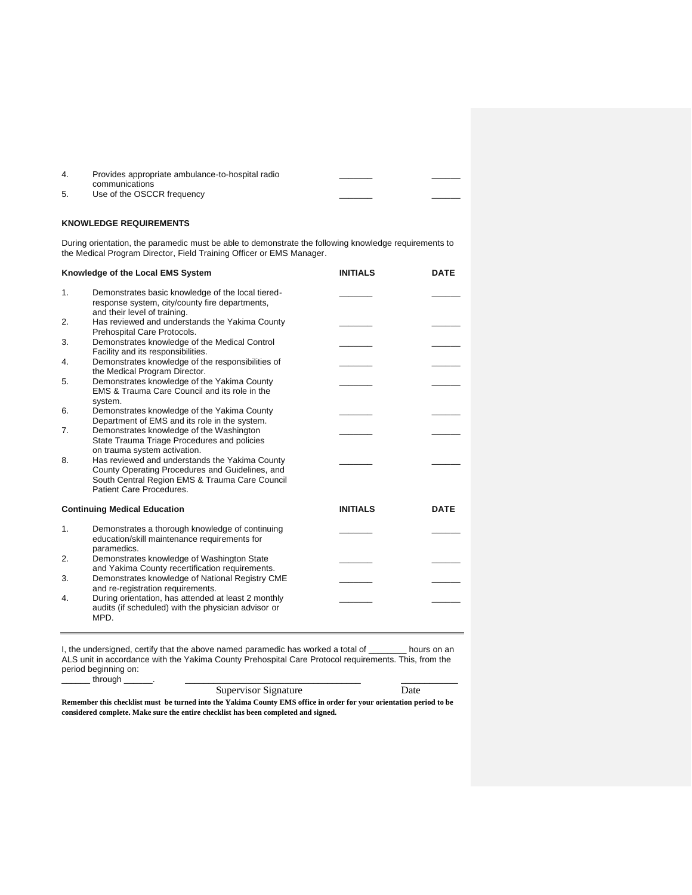| | | | |
|---|---|---|---|
| 4. | Provides appropriate ambulance-to-hospital radio communications | _______ | ______ |
| 5. | Use of the OSCCR frequency | _______ | ______ |

**KNOWLEDGE REQUIREMENTS**

During orientation, the paramedic must be able to demonstrate the following knowledge requirements to the Medical Program Director, Field Training Officer or EMS Manager.

| **Knowledge of the Local EMS System** | | **INITIALS** | **DATE** |
|---|---|---|---|
| 1. | Demonstrates basic knowledge of the local tiered-response system, city/county fire departments, and their level of training. | _______ | ______ |
| 2. | Has reviewed and understands the Yakima County Prehospital Care Protocols. | _______ | ______ |
| 3. | Demonstrates knowledge of the Medical Control Facility and its responsibilities. | _______ | ______ |
| 4. | Demonstrates knowledge of the responsibilities of the Medical Program Director. | _______ | ______ |
| 5. | Demonstrates knowledge of the Yakima County EMS & Trauma Care Council and its role in the system. | _______ | ______ |
| 6. | Demonstrates knowledge of the Yakima County Department of EMS and its role in the system. | _______ | ______ |
| 7. | Demonstrates knowledge of the Washington State Trauma Triage Procedures and policies on trauma system activation. | _______ | ______ |
| 8. | Has reviewed and understands the Yakima County County Operating Procedures and Guidelines, and South Central Region EMS & Trauma Care Council Patient Care Procedures. | _______ | ______ |

| **Continuing Medical Education** | | **INITIALS** | **DATE** |
|---|---|---|---|
| 1. | Demonstrates a thorough knowledge of continuing education/skill maintenance requirements for paramedics. | _______ | ______ |
| 2. | Demonstrates knowledge of Washington State and Yakima County recertification requirements. | _______ | ______ |
| 3. | Demonstrates knowledge of National Registry CME and re-registration requirements. | _______ | ______ |
| 4. | During orientation, has attended at least 2 monthly audits (if scheduled) with the physician advisor or MPD. | _______ | ______ |

I, the undersigned, certify that the above named paramedic has worked a total of ________ hours on an ALS unit in accordance with the Yakima County Prehospital Care Protocol requirements. This, from the period beginning on:

______ through ______.   ___________________________________   ___________

Supervisor Signature   Date

**Remember this checklist must be turned into the Yakima County EMS office in order for your orientation period to be considered complete. Make sure the entire checklist has been completed and signed.**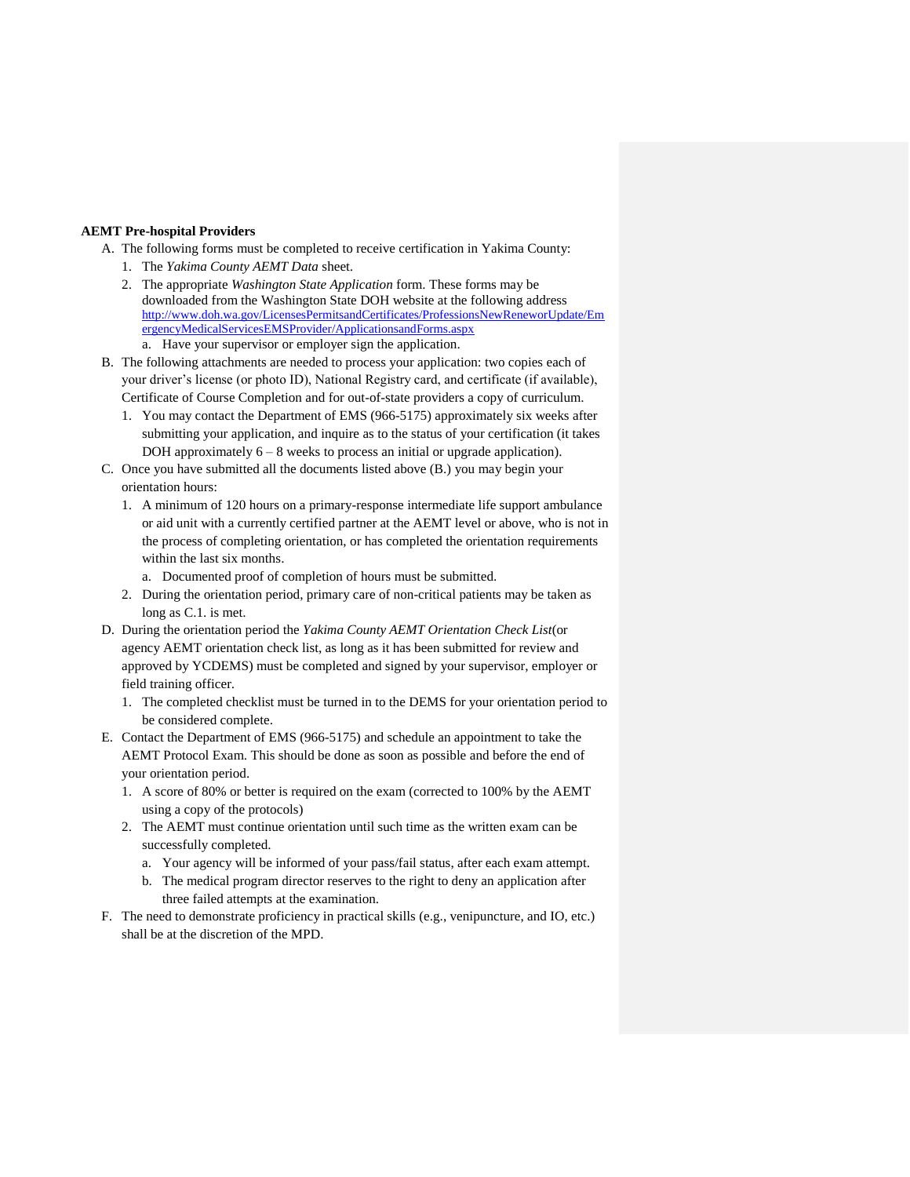**AEMT Pre-hospital Providers**

A. The following forms must be completed to receive certification in Yakima County:
   1. The *Yakima County AEMT Data* sheet.
   2. The appropriate *Washington State Application* form. These forms may be downloaded from the Washington State DOH website at the following address http://www.doh.wa.gov/LicensesPermitsandCertificates/ProfessionsNewReneworUpdate/EmergencyMedicalServicesEMSProvider/ApplicationsandForms.aspx
      a. Have your supervisor or employer sign the application.

B. The following attachments are needed to process your application: two copies each of your driver's license (or photo ID), National Registry card, and certificate (if available), Certificate of Course Completion and for out-of-state providers a copy of curriculum.
   1. You may contact the Department of EMS (966-5175) approximately six weeks after submitting your application, and inquire as to the status of your certification (it takes DOH approximately 6 – 8 weeks to process an initial or upgrade application).

C. Once you have submitted all the documents listed above (B.) you may begin your orientation hours:
   1. A minimum of 120 hours on a primary-response intermediate life support ambulance or aid unit with a currently certified partner at the AEMT level or above, who is not in the process of completing orientation, or has completed the orientation requirements within the last six months.
      a. Documented proof of completion of hours must be submitted.
   2. During the orientation period, primary care of non-critical patients may be taken as long as C.1. is met.

D. During the orientation period the *Yakima County AEMT Orientation Check List*(or agency AEMT orientation check list, as long as it has been submitted for review and approved by YCDEMS) must be completed and signed by your supervisor, employer or field training officer.
   1. The completed checklist must be turned in to the DEMS for your orientation period to be considered complete.

E. Contact the Department of EMS (966-5175) and schedule an appointment to take the AEMT Protocol Exam. This should be done as soon as possible and before the end of your orientation period.
   1. A score of 80% or better is required on the exam (corrected to 100% by the AEMT using a copy of the protocols)
   2. The AEMT must continue orientation until such time as the written exam can be successfully completed.
      a. Your agency will be informed of your pass/fail status, after each exam attempt.
      b. The medical program director reserves to the right to deny an application after three failed attempts at the examination.

F. The need to demonstrate proficiency in practical skills (e.g., venipuncture, and IO, etc.) shall be at the discretion of the MPD.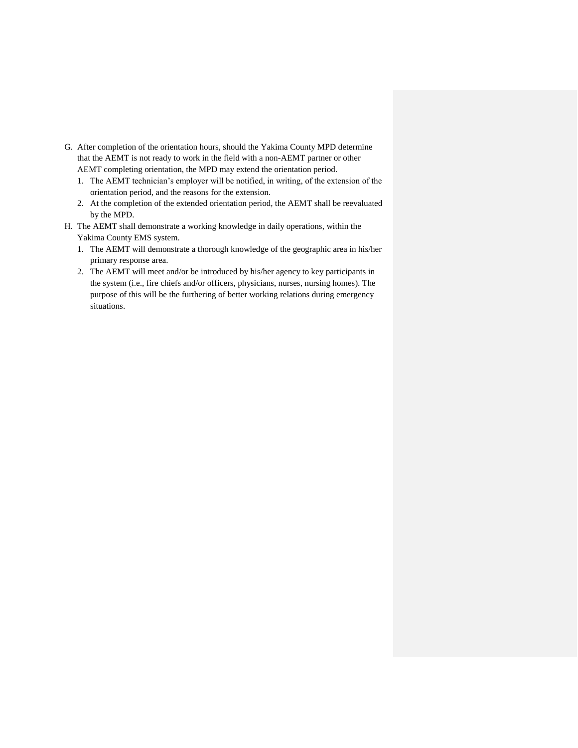G. After completion of the orientation hours, should the Yakima County MPD determine that the AEMT is not ready to work in the field with a non-AEMT partner or other AEMT completing orientation, the MPD may extend the orientation period.
   1. The AEMT technician's employer will be notified, in writing, of the extension of the orientation period, and the reasons for the extension.
   2. At the completion of the extended orientation period, the AEMT shall be reevaluated by the MPD.
H. The AEMT shall demonstrate a working knowledge in daily operations, within the Yakima County EMS system.
   1. The AEMT will demonstrate a thorough knowledge of the geographic area in his/her primary response area.
   2. The AEMT will meet and/or be introduced by his/her agency to key participants in the system (i.e., fire chiefs and/or officers, physicians, nurses, nursing homes). The purpose of this will be the furthering of better working relations during emergency situations.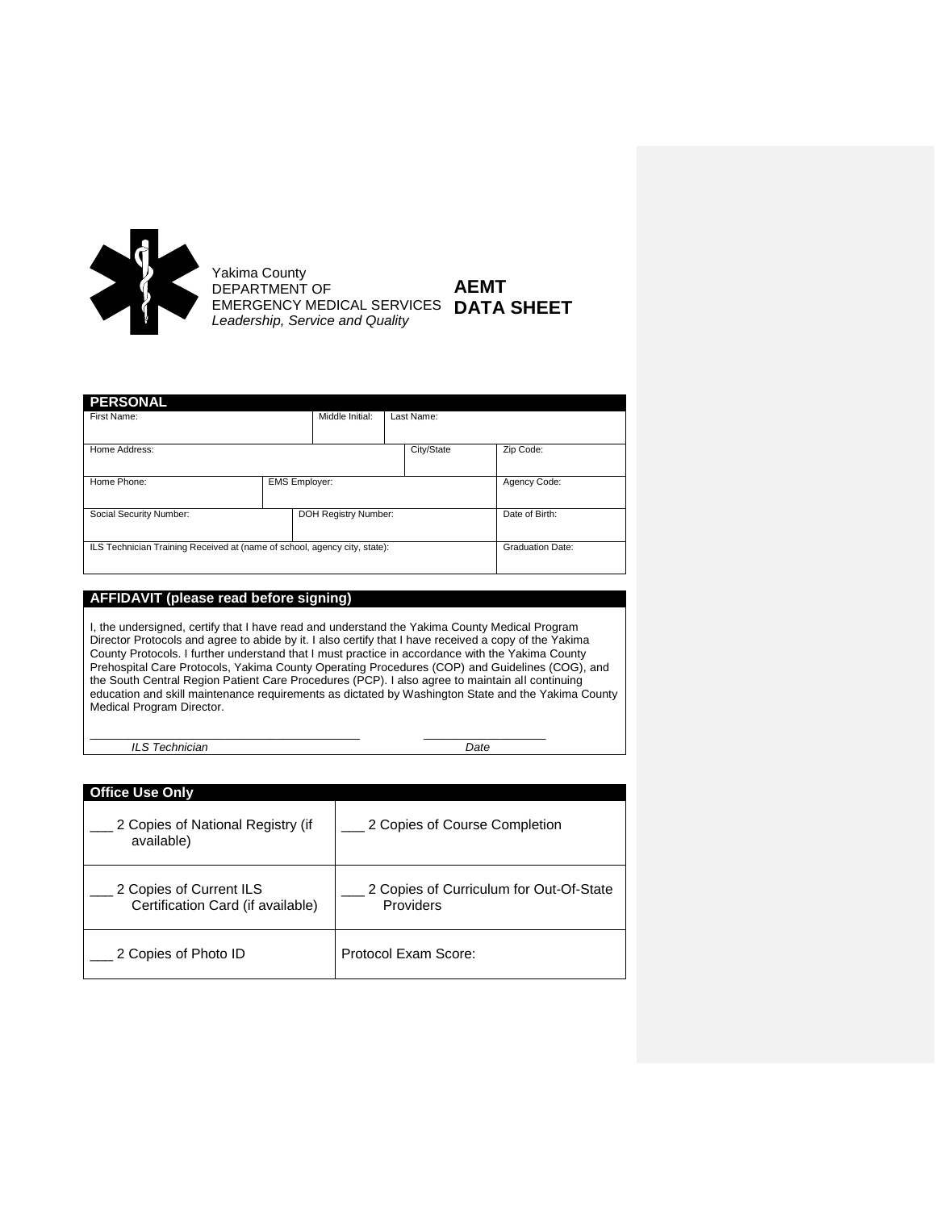Yakima County
DEPARTMENT OF
EMERGENCY MEDICAL SERVICES
*Leadership, Service and Quality*

# AEMT DATA SHEET

## PERSONAL

| First Name: | | Middle Initial: | Last Name: | |
|---|---|---|---|---|
| Home Address: | | | City/State | Zip Code: |
| Home Phone: | EMS Employer: | | | Agency Code: |
| Social Security Number: | DOH Registry Number: | | | Date of Birth: |
| ILS Technician Training Received at (name of school, agency city, state): | | | | Graduation Date: |

## AFFIDAVIT (please read before signing)

I, the undersigned, certify that I have read and understand the Yakima County Medical Program Director Protocols and agree to abide by it. I also certify that I have received a copy of the Yakima County Protocols. I further understand that I must practice in accordance with the Yakima County Prehospital Care Protocols, Yakima County Operating Procedures (COP) and Guidelines (COG), and the South Central Region Patient Care Procedures (PCP). I also agree to maintain all continuing education and skill maintenance requirements as dictated by Washington State and the Yakima County Medical Program Director.

_______________________________________ __________________
*ILS Technician* *Date*

## Office Use Only

| | |
|---|---|
| ___ 2 Copies of National Registry (if available) | ___ 2 Copies of Course Completion |
| ___ 2 Copies of Current ILS Certification Card (if available) | ___ 2 Copies of Curriculum for Out-Of-State Providers |
| ___ 2 Copies of Photo ID | Protocol Exam Score: |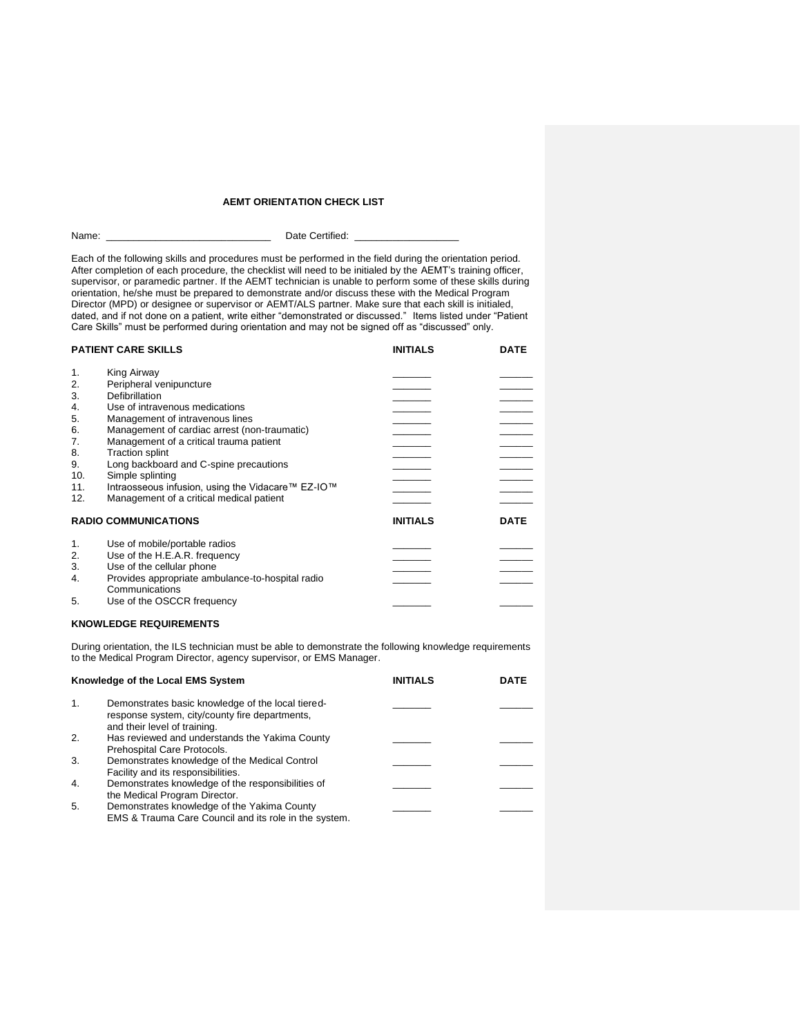### AEMT ORIENTATION CHECK LIST

Name: ______________________________ Date Certified: ___________________

Each of the following skills and procedures must be performed in the field during the orientation period. After completion of each procedure, the checklist will need to be initialed by the AEMT's training officer, supervisor, or paramedic partner. If the AEMT technician is unable to perform some of these skills during orientation, he/she must be prepared to demonstrate and/or discuss these with the Medical Program Director (MPD) or designee or supervisor or AEMT/ALS partner. Make sure that each skill is initialed, dated, and if not done on a patient, write either "demonstrated or discussed." Items listed under "Patient Care Skills" must be performed during orientation and may not be signed off as "discussed" only.

| | **PATIENT CARE SKILLS** | **INITIALS** | **DATE** |
|---|---|---|---|
| 1. | King Airway | _______ | ______ |
| 2. | Peripheral venipuncture | _______ | ______ |
| 3. | Defibrillation | _______ | ______ |
| 4. | Use of intravenous medications | _______ | ______ |
| 5. | Management of intravenous lines | _______ | ______ |
| 6. | Management of cardiac arrest (non-traumatic) | _______ | ______ |
| 7. | Management of a critical trauma patient | _______ | ______ |
| 8. | Traction splint | _______ | ______ |
| 9. | Long backboard and C-spine precautions | _______ | ______ |
| 10. | Simple splinting | _______ | ______ |
| 11. | Intraosseous infusion, using the Vidacare™ EZ-IO™ | _______ | ______ |
| 12. | Management of a critical medical patient | _______ | ______ |

| | **RADIO COMMUNICATIONS** | **INITIALS** | **DATE** |
|---|---|---|---|
| 1. | Use of mobile/portable radios | _______ | ______ |
| 2. | Use of the H.E.A.R. frequency | _______ | ______ |
| 3. | Use of the cellular phone | _______ | ______ |
| 4. | Provides appropriate ambulance-to-hospital radio Communications | _______ | ______ |
| 5. | Use of the OSCCR frequency | _______ | ______ |

**KNOWLEDGE REQUIREMENTS**

During orientation, the ILS technician must be able to demonstrate the following knowledge requirements to the Medical Program Director, agency supervisor, or EMS Manager.

| | **Knowledge of the Local EMS System** | **INITIALS** | **DATE** |
|---|---|---|---|
| 1. | Demonstrates basic knowledge of the local tiered-response system, city/county fire departments, and their level of training. | _______ | ______ |
| 2. | Has reviewed and understands the Yakima County Prehospital Care Protocols. | _______ | ______ |
| 3. | Demonstrates knowledge of the Medical Control Facility and its responsibilities. | _______ | ______ |
| 4. | Demonstrates knowledge of the responsibilities of the Medical Program Director. | _______ | ______ |
| 5. | Demonstrates knowledge of the Yakima County EMS & Trauma Care Council and its role in the system. | _______ | ______ |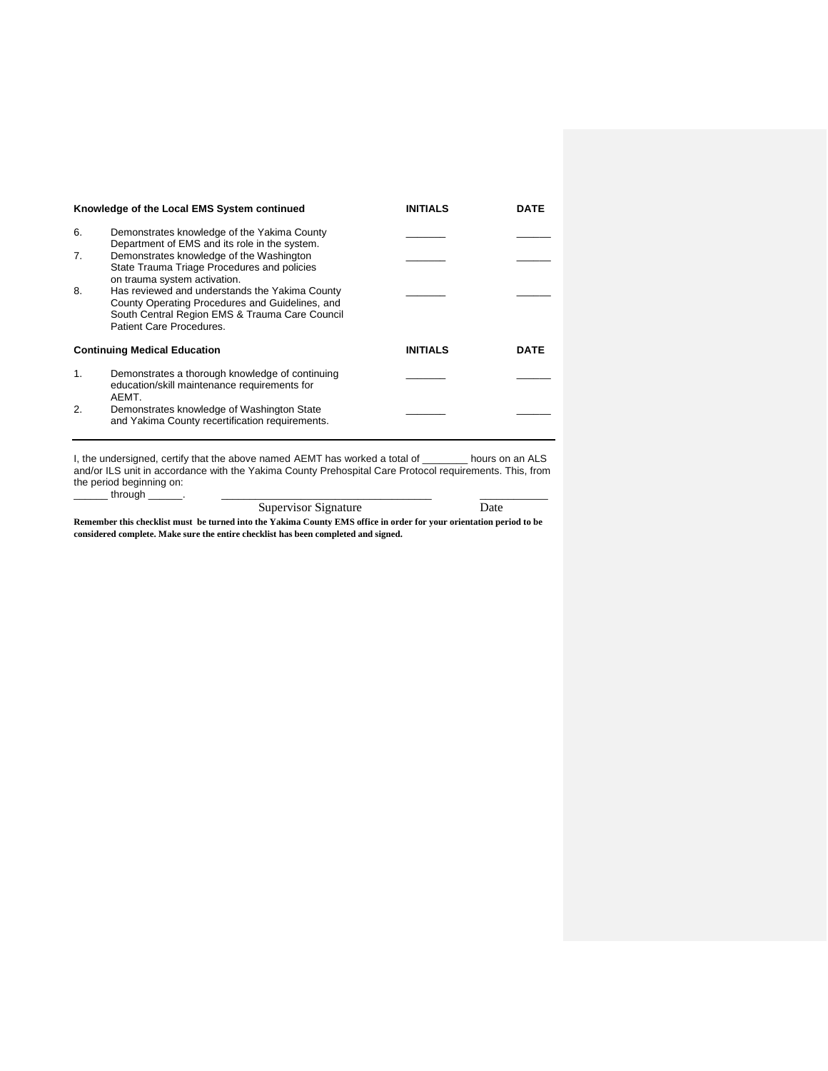| Knowledge of the Local EMS System continued | | INITIALS | DATE |
|---|---|---|---|
| 6. | Demonstrates knowledge of the Yakima County Department of EMS and its role in the system. | _______ | ______ |
| 7. | Demonstrates knowledge of the Washington State Trauma Triage Procedures and policies on trauma system activation. | _______ | ______ |
| 8. | Has reviewed and understands the Yakima County County Operating Procedures and Guidelines, and South Central Region EMS & Trauma Care Council Patient Care Procedures. | _______ | ______ |

| Continuing Medical Education | | INITIALS | DATE |
|---|---|---|---|
| 1. | Demonstrates a thorough knowledge of continuing education/skill maintenance requirements for AEMT. | _______ | ______ |
| 2. | Demonstrates knowledge of Washington State and Yakima County recertification requirements. | _______ | ______ |

---

I, the undersigned, certify that the above named AEMT has worked a total of ________ hours on an ALS and/or ILS unit in accordance with the Yakima County Prehospital Care Protocol requirements. This, from the period beginning on:
______ through ______.

__________________________________ ___________
Supervisor Signature Date

**Remember this checklist must be turned into the Yakima County EMS office in order for your orientation period to be considered complete. Make sure the entire checklist has been completed and signed.**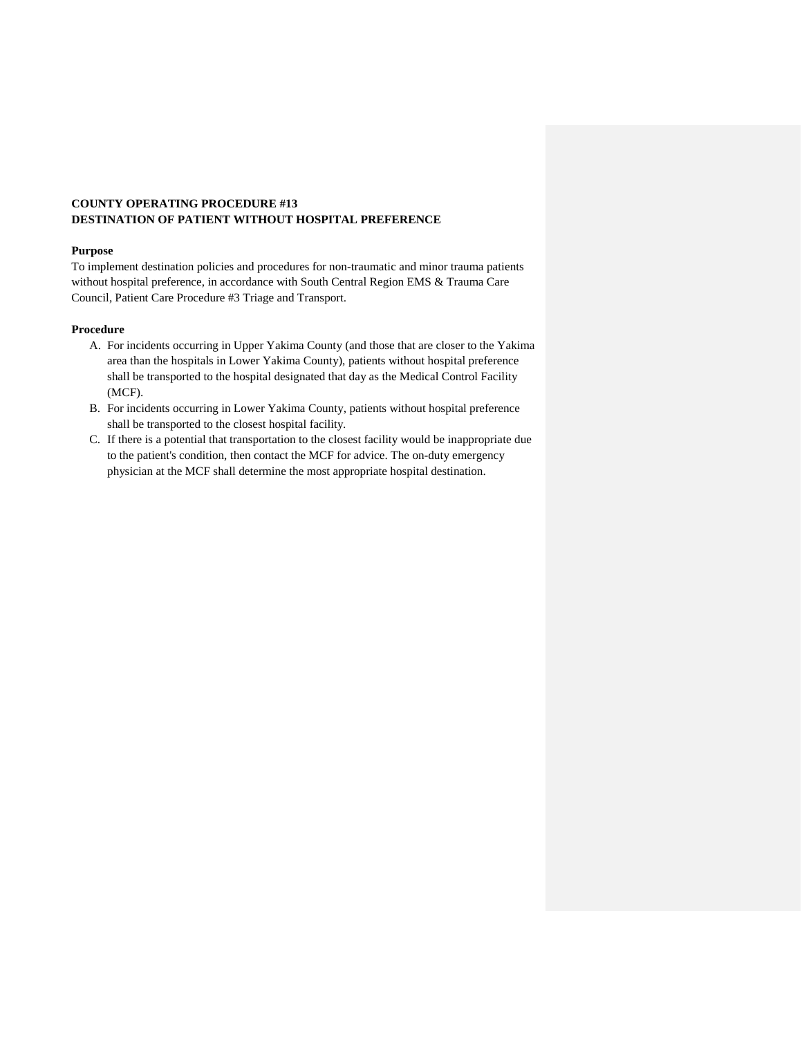**COUNTY OPERATING PROCEDURE #13**
**DESTINATION OF PATIENT WITHOUT HOSPITAL PREFERENCE**

**Purpose**

To implement destination policies and procedures for non-traumatic and minor trauma patients without hospital preference, in accordance with South Central Region EMS & Trauma Care Council, Patient Care Procedure #3 Triage and Transport.

**Procedure**

A. For incidents occurring in Upper Yakima County (and those that are closer to the Yakima area than the hospitals in Lower Yakima County), patients without hospital preference shall be transported to the hospital designated that day as the Medical Control Facility (MCF).
B. For incidents occurring in Lower Yakima County, patients without hospital preference shall be transported to the closest hospital facility.
C. If there is a potential that transportation to the closest facility would be inappropriate due to the patient's condition, then contact the MCF for advice. The on-duty emergency physician at the MCF shall determine the most appropriate hospital destination.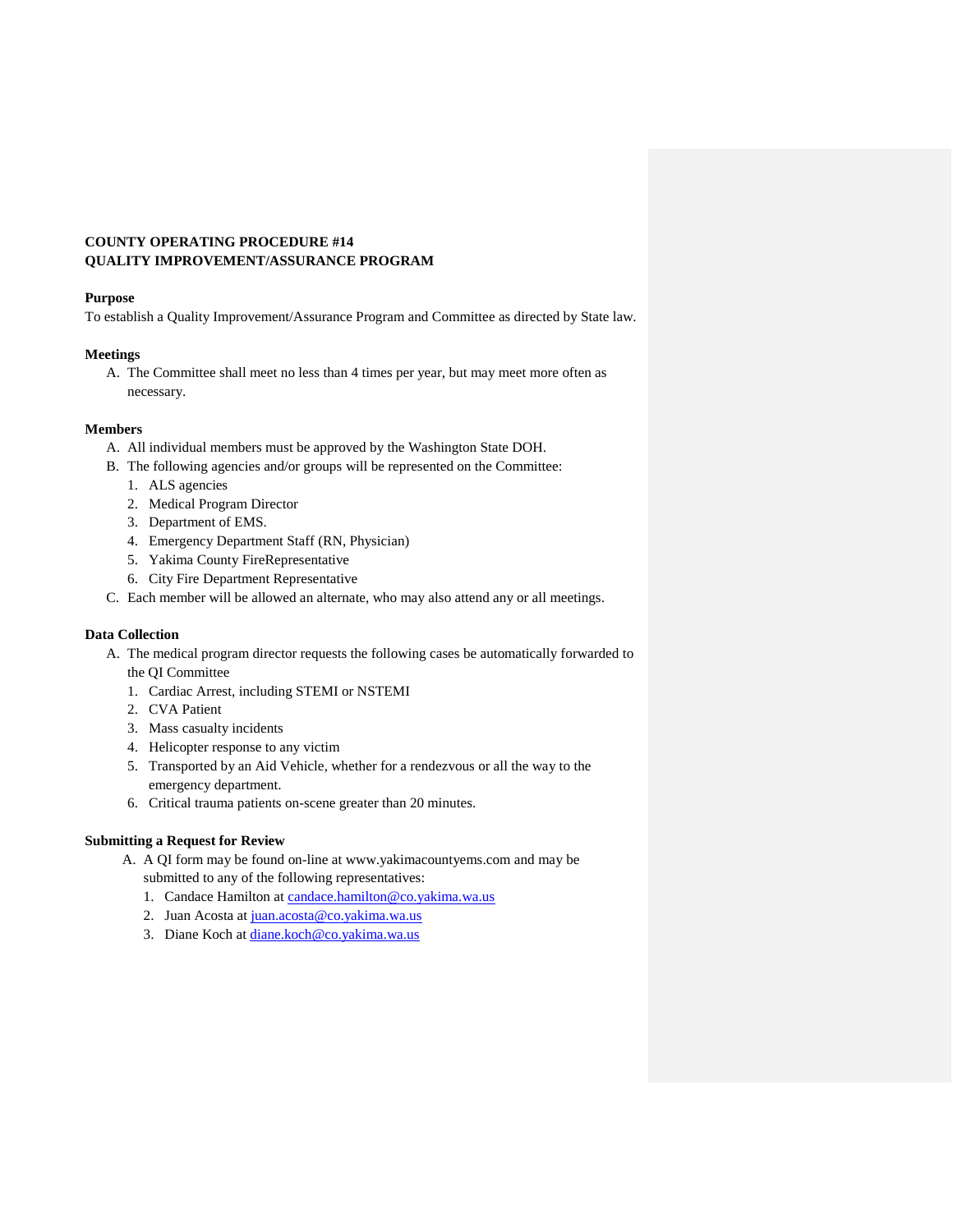**COUNTY OPERATING PROCEDURE #14**
**QUALITY IMPROVEMENT/ASSURANCE PROGRAM**

**Purpose**
To establish a Quality Improvement/Assurance Program and Committee as directed by State law.

**Meetings**

A. The Committee shall meet no less than 4 times per year, but may meet more often as necessary.

**Members**

A. All individual members must be approved by the Washington State DOH.
B. The following agencies and/or groups will be represented on the Committee:
    1. ALS agencies
    2. Medical Program Director
    3. Department of EMS.
    4. Emergency Department Staff (RN, Physician)
    5. Yakima County FireRepresentative
    6. City Fire Department Representative
C. Each member will be allowed an alternate, who may also attend any or all meetings.

**Data Collection**

A. The medical program director requests the following cases be automatically forwarded to the QI Committee
    1. Cardiac Arrest, including STEMI or NSTEMI
    2. CVA Patient
    3. Mass casualty incidents
    4. Helicopter response to any victim
    5. Transported by an Aid Vehicle, whether for a rendezvous or all the way to the emergency department.
    6. Critical trauma patients on-scene greater than 20 minutes.

**Submitting a Request for Review**

A. A QI form may be found on-line at www.yakimacountyems.com and may be submitted to any of the following representatives:
    1. Candace Hamilton at candace.hamilton@co.yakima.wa.us
    2. Juan Acosta at juan.acosta@co.yakima.wa.us
    3. Diane Koch at diane.koch@co.yakima.wa.us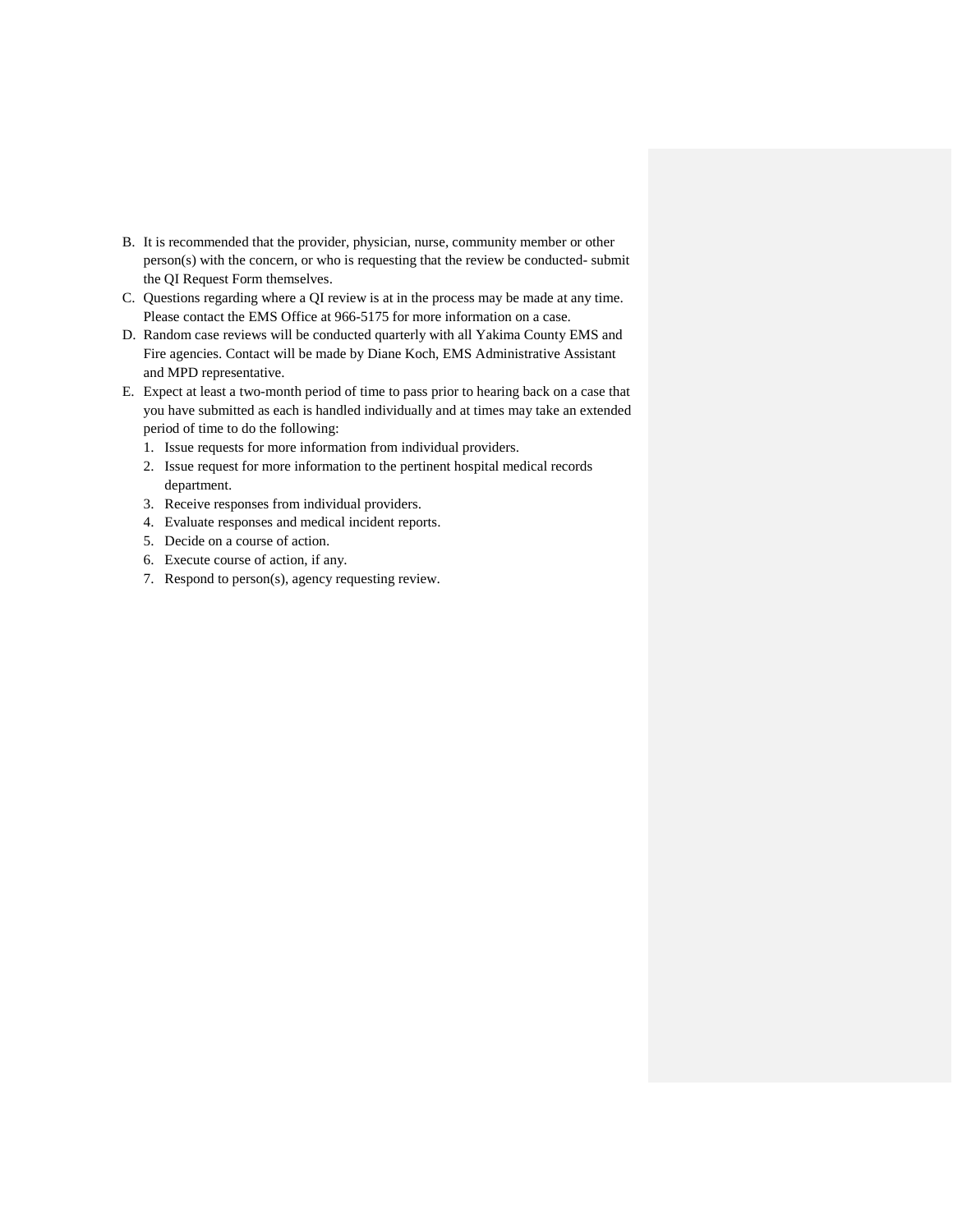B. It is recommended that the provider, physician, nurse, community member or other person(s) with the concern, or who is requesting that the review be conducted- submit the QI Request Form themselves.

C. Questions regarding where a QI review is at in the process may be made at any time. Please contact the EMS Office at 966-5175 for more information on a case.

D. Random case reviews will be conducted quarterly with all Yakima County EMS and Fire agencies. Contact will be made by Diane Koch, EMS Administrative Assistant and MPD representative.

E. Expect at least a two-month period of time to pass prior to hearing back on a case that you have submitted as each is handled individually and at times may take an extended period of time to do the following:

   1. Issue requests for more information from individual providers.
   2. Issue request for more information to the pertinent hospital medical records department.
   3. Receive responses from individual providers.
   4. Evaluate responses and medical incident reports.
   5. Decide on a course of action.
   6. Execute course of action, if any.
   7. Respond to person(s), agency requesting review.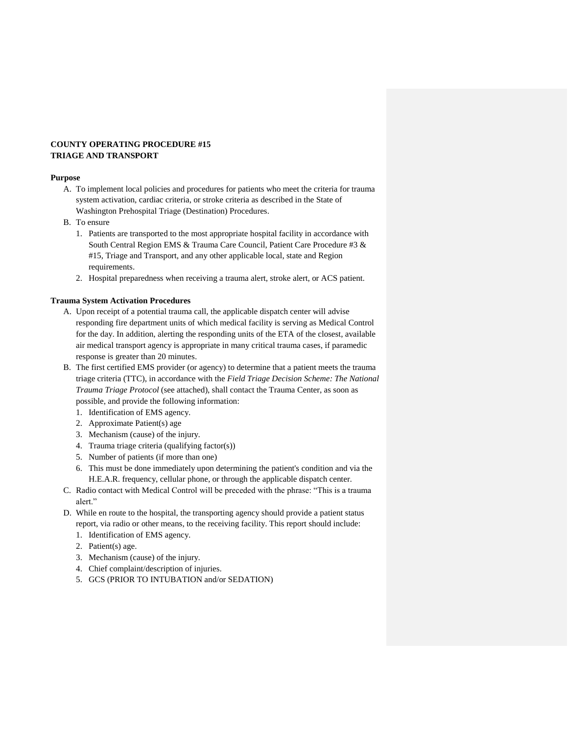**COUNTY OPERATING PROCEDURE #15**
**TRIAGE AND TRANSPORT**

**Purpose**

A. To implement local policies and procedures for patients who meet the criteria for trauma system activation, cardiac criteria, or stroke criteria as described in the State of Washington Prehospital Triage (Destination) Procedures.

B. To ensure
   1. Patients are transported to the most appropriate hospital facility in accordance with South Central Region EMS & Trauma Care Council, Patient Care Procedure #3 & #15, Triage and Transport, and any other applicable local, state and Region requirements.
   2. Hospital preparedness when receiving a trauma alert, stroke alert, or ACS patient.

**Trauma System Activation Procedures**

A. Upon receipt of a potential trauma call, the applicable dispatch center will advise responding fire department units of which medical facility is serving as Medical Control for the day. In addition, alerting the responding units of the ETA of the closest, available air medical transport agency is appropriate in many critical trauma cases, if paramedic response is greater than 20 minutes.

B. The first certified EMS provider (or agency) to determine that a patient meets the trauma triage criteria (TTC), in accordance with the *Field Triage Decision Scheme: The National Trauma Triage Protocol* (see attached), shall contact the Trauma Center, as soon as possible, and provide the following information:
   1. Identification of EMS agency.
   2. Approximate Patient(s) age
   3. Mechanism (cause) of the injury.
   4. Trauma triage criteria (qualifying factor(s))
   5. Number of patients (if more than one)
   6. This must be done immediately upon determining the patient's condition and via the H.E.A.R. frequency, cellular phone, or through the applicable dispatch center.

C. Radio contact with Medical Control will be preceded with the phrase: “This is a trauma alert.”

D. While en route to the hospital, the transporting agency should provide a patient status report, via radio or other means, to the receiving facility. This report should include:
   1. Identification of EMS agency.
   2. Patient(s) age.
   3. Mechanism (cause) of the injury.
   4. Chief complaint/description of injuries.
   5. GCS (PRIOR TO INTUBATION and/or SEDATION)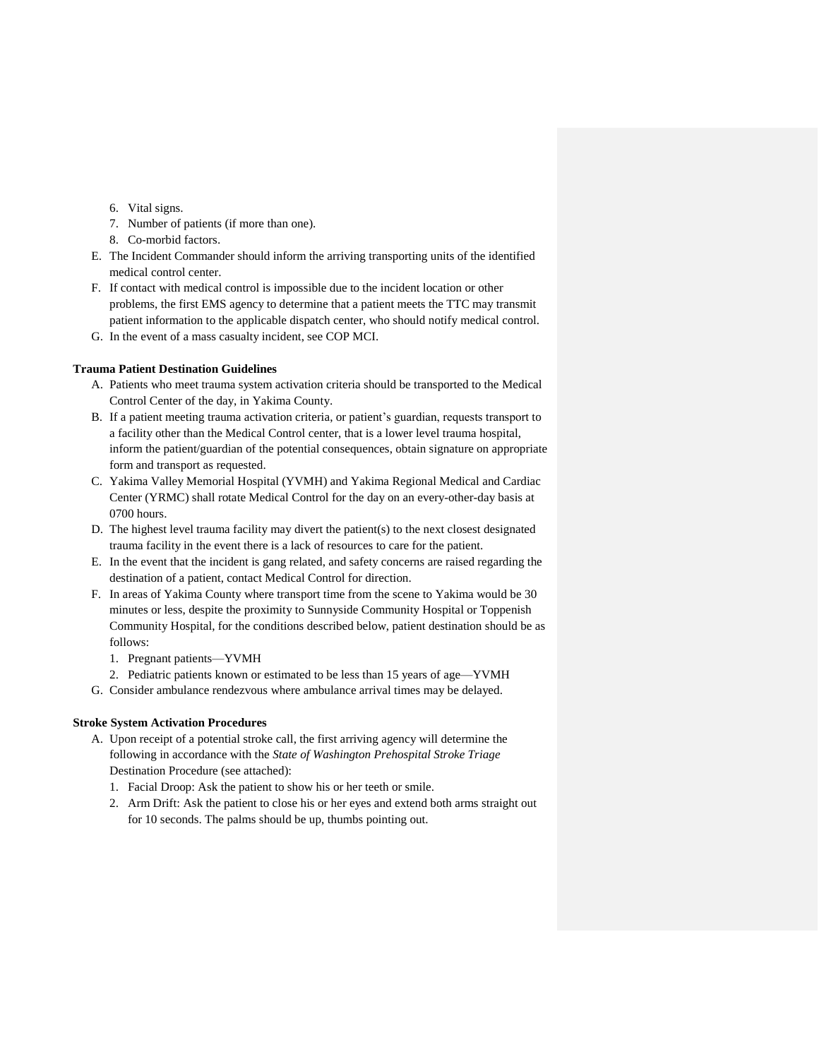6. Vital signs.
7. Number of patients (if more than one).
8. Co-morbid factors.

E. The Incident Commander should inform the arriving transporting units of the identified medical control center.
F. If contact with medical control is impossible due to the incident location or other problems, the first EMS agency to determine that a patient meets the TTC may transmit patient information to the applicable dispatch center, who should notify medical control.
G. In the event of a mass casualty incident, see COP MCI.

**Trauma Patient Destination Guidelines**

A. Patients who meet trauma system activation criteria should be transported to the Medical Control Center of the day, in Yakima County.
B. If a patient meeting trauma activation criteria, or patient's guardian, requests transport to a facility other than the Medical Control center, that is a lower level trauma hospital, inform the patient/guardian of the potential consequences, obtain signature on appropriate form and transport as requested.
C. Yakima Valley Memorial Hospital (YVMH) and Yakima Regional Medical and Cardiac Center (YRMC) shall rotate Medical Control for the day on an every-other-day basis at 0700 hours.
D. The highest level trauma facility may divert the patient(s) to the next closest designated trauma facility in the event there is a lack of resources to care for the patient.
E. In the event that the incident is gang related, and safety concerns are raised regarding the destination of a patient, contact Medical Control for direction.
F. In areas of Yakima County where transport time from the scene to Yakima would be 30 minutes or less, despite the proximity to Sunnyside Community Hospital or Toppenish Community Hospital, for the conditions described below, patient destination should be as follows:
   1. Pregnant patients—YVMH
   2. Pediatric patients known or estimated to be less than 15 years of age—YVMH
G. Consider ambulance rendezvous where ambulance arrival times may be delayed.

**Stroke System Activation Procedures**

A. Upon receipt of a potential stroke call, the first arriving agency will determine the following in accordance with the *State of Washington Prehospital Stroke Triage* Destination Procedure (see attached):
   1. Facial Droop: Ask the patient to show his or her teeth or smile.
   2. Arm Drift: Ask the patient to close his or her eyes and extend both arms straight out for 10 seconds. The palms should be up, thumbs pointing out.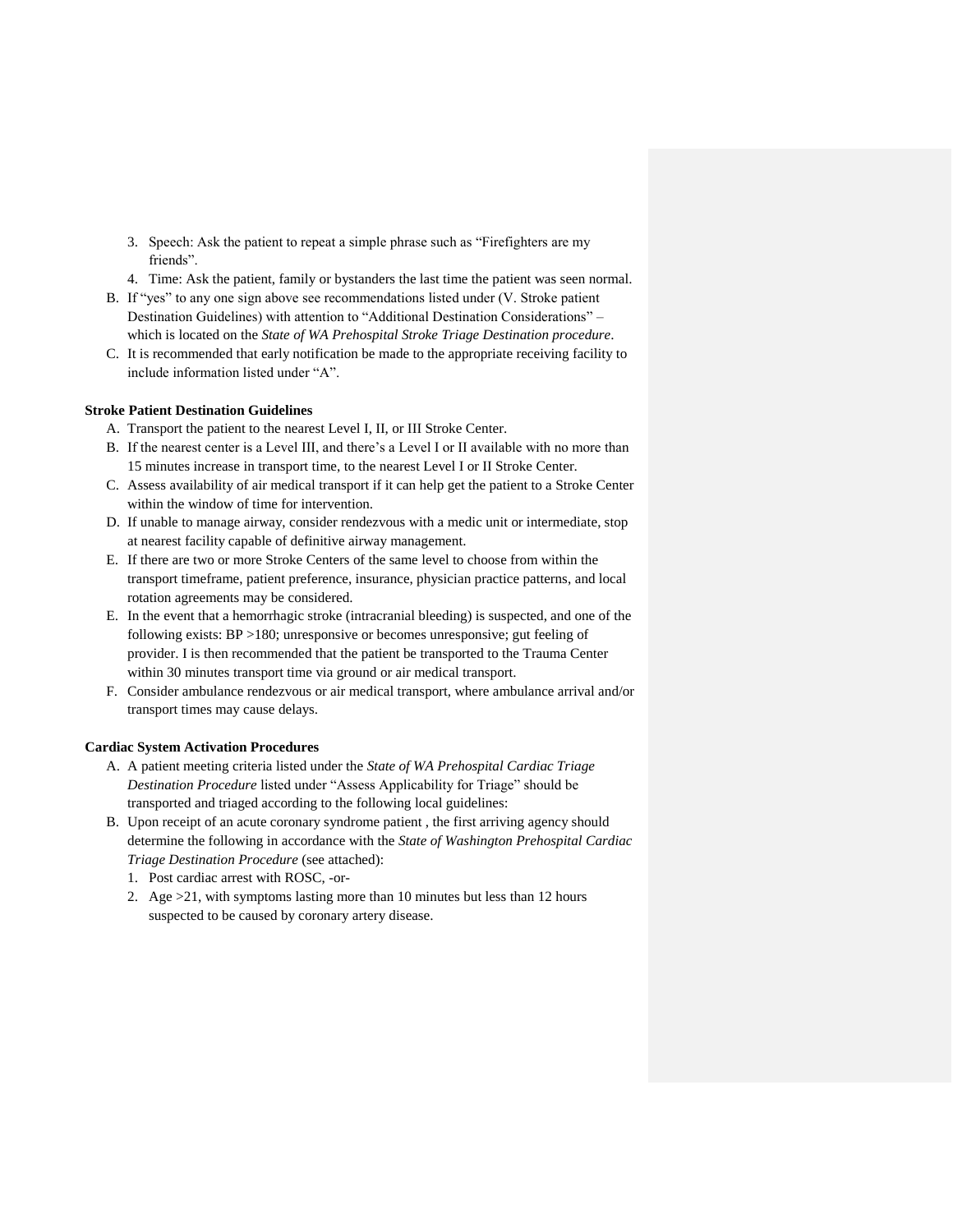3. Speech: Ask the patient to repeat a simple phrase such as "Firefighters are my friends".
4. Time: Ask the patient, family or bystanders the last time the patient was seen normal.

B. If "yes" to any one sign above see recommendations listed under (V. Stroke patient Destination Guidelines) with attention to "Additional Destination Considerations" – which is located on the *State of WA Prehospital Stroke Triage Destination procedure*.

C. It is recommended that early notification be made to the appropriate receiving facility to include information listed under "A".

**Stroke Patient Destination Guidelines**

A. Transport the patient to the nearest Level I, II, or III Stroke Center.

B. If the nearest center is a Level III, and there's a Level I or II available with no more than 15 minutes increase in transport time, to the nearest Level I or II Stroke Center.

C. Assess availability of air medical transport if it can help get the patient to a Stroke Center within the window of time for intervention.

D. If unable to manage airway, consider rendezvous with a medic unit or intermediate, stop at nearest facility capable of definitive airway management.

E. If there are two or more Stroke Centers of the same level to choose from within the transport timeframe, patient preference, insurance, physician practice patterns, and local rotation agreements may be considered.

E. In the event that a hemorrhagic stroke (intracranial bleeding) is suspected, and one of the following exists: BP >180; unresponsive or becomes unresponsive; gut feeling of provider. I is then recommended that the patient be transported to the Trauma Center within 30 minutes transport time via ground or air medical transport.

F. Consider ambulance rendezvous or air medical transport, where ambulance arrival and/or transport times may cause delays.

**Cardiac System Activation Procedures**

A. A patient meeting criteria listed under the *State of WA Prehospital Cardiac Triage Destination Procedure* listed under "Assess Applicability for Triage" should be transported and triaged according to the following local guidelines:

B. Upon receipt of an acute coronary syndrome patient , the first arriving agency should determine the following in accordance with the *State of Washington Prehospital Cardiac Triage Destination Procedure* (see attached):
   1. Post cardiac arrest with ROSC, -or-
   2. Age >21, with symptoms lasting more than 10 minutes but less than 12 hours suspected to be caused by coronary artery disease.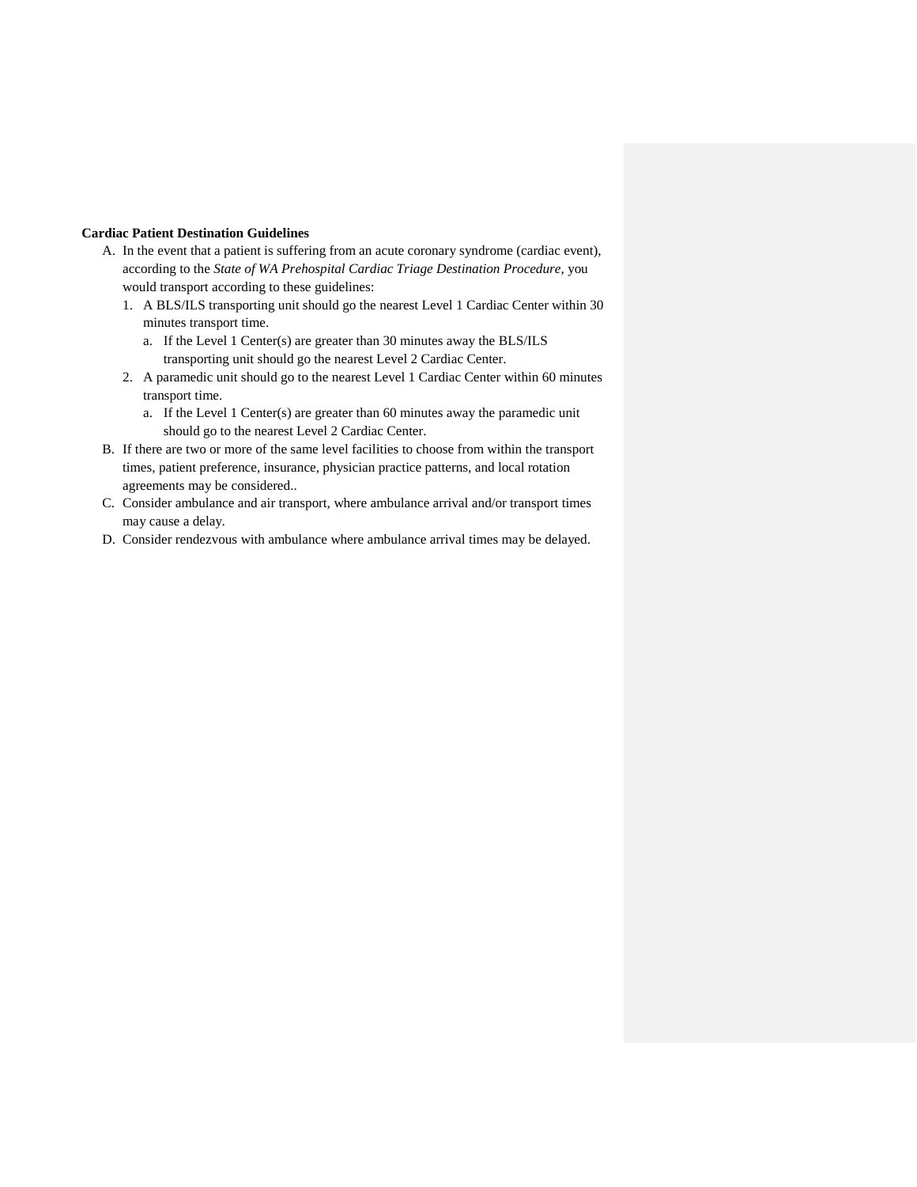**Cardiac Patient Destination Guidelines**

A. In the event that a patient is suffering from an acute coronary syndrome (cardiac event), according to the *State of WA Prehospital Cardiac Triage Destination Procedure*, you would transport according to these guidelines:
   1. A BLS/ILS transporting unit should go the nearest Level 1 Cardiac Center within 30 minutes transport time.
      a. If the Level 1 Center(s) are greater than 30 minutes away the BLS/ILS transporting unit should go the nearest Level 2 Cardiac Center.
   2. A paramedic unit should go to the nearest Level 1 Cardiac Center within 60 minutes transport time.
      a. If the Level 1 Center(s) are greater than 60 minutes away the paramedic unit should go to the nearest Level 2 Cardiac Center.

B. If there are two or more of the same level facilities to choose from within the transport times, patient preference, insurance, physician practice patterns, and local rotation agreements may be considered..

C. Consider ambulance and air transport, where ambulance arrival and/or transport times may cause a delay.

D. Consider rendezvous with ambulance where ambulance arrival times may be delayed.